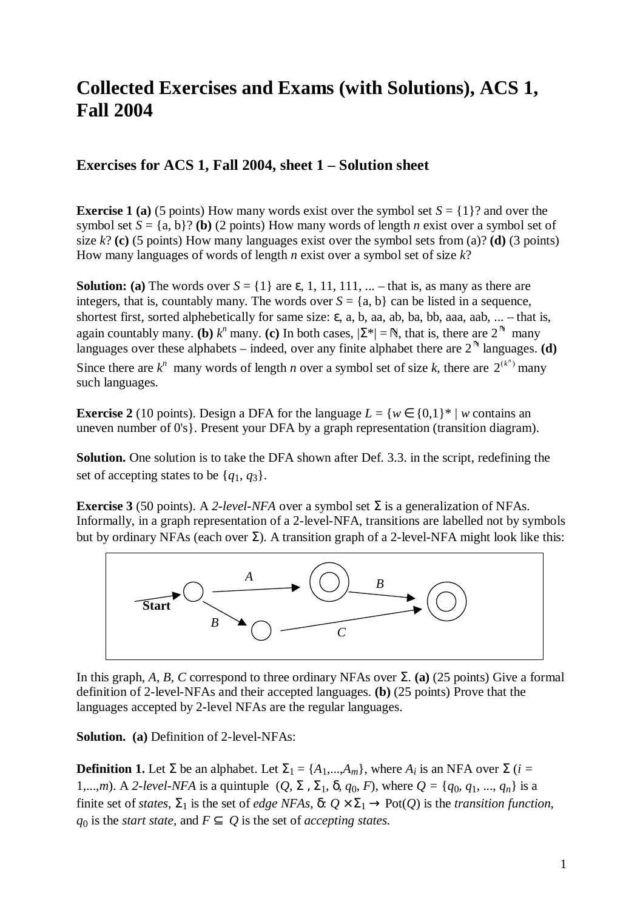# Collected Exercises and Exams (with Solutions), ACS 1, Fall 2004

## Exercises for ACS 1, Fall 2004, sheet 1 – Solution sheet

**Exercise 1 (a)** (5 points) How many words exist over the symbol set $S = \{1\}$? and over the symbol set $S = \{a, b\}$? **(b)** (2 points) How many words of length $n$ exist over a symbol set of size $k$? **(c)** (5 points) How many languages exist over the symbol sets from (a)? **(d)** (3 points) How many languages of words of length $n$ exist over a symbol set of size $k$?

**Solution: (a)** The words over $S = \{1\}$ are $\varepsilon$, 1, 11, 111, ... – that is, as many as there are integers, that is, countably many. The words over $S = \{a, b\}$ can be listed in a sequence, shortest first, sorted alphebetically for same size: $\varepsilon$, a, b, aa, ab, ba, bb, aaa, aab, ... – that is, again countably many. **(b)** $k^n$ many. **(c)** In both cases, $|\Sigma^*| = \mathbb{N}$, that is, there are $2^{\mathbb{N}}$ many languages over these alphabets – indeed, over any finite alphabet there are $2^{\mathbb{N}}$ languages. **(d)** Since there are $k^n$ many words of length $n$ over a symbol set of size $k$, there are $2^{(k^n)}$ many such languages.

**Exercise 2** (10 points). Design a DFA for the language $L = \{w \in \{0,1\}^* \mid w$ contains an uneven number of 0's$\}$. Present your DFA by a graph representation (transition diagram).

**Solution.** One solution is to take the DFA shown after Def. 3.3. in the script, redefining the set of accepting states to be $\{q_1, q_3\}$.

**Exercise 3** (50 points). A *2-level-NFA* over a symbol set $\Sigma$ is a generalization of NFAs. Informally, in a graph representation of a 2-level-NFA, transitions are labelled not by symbols but by ordinary NFAs (each over $\Sigma$). A transition graph of a 2-level-NFA might look like this:

In this graph, $A$, $B$, $C$ correspond to three ordinary NFAs over $\Sigma$. **(a)** (25 points) Give a formal definition of 2-level-NFAs and their accepted languages. **(b)** (25 points) Prove that the languages accepted by 2-level NFAs are the regular languages.

**Solution. (a)** Definition of 2-level-NFAs:

**Definition 1.** Let $\Sigma$ be an alphabet. Let $\Sigma_1 = \{A_1,...,A_m\}$, where $A_i$ is an NFA over $\Sigma$ ($i = 1,...,m$). A *2-level-NFA* is a quintuple $(Q, \Sigma, \Sigma_1, \delta, q_0, F)$, where $Q = \{q_0, q_1, ..., q_n\}$ is a finite set of *states*, $\Sigma_1$ is the set of *edge NFAs*, $\delta$: $Q \times \Sigma_1 \rightarrow \text{Pot}(Q)$ is the *transition function*, $q_0$ is the *start state*, and $F \subseteq Q$ is the set of *accepting states.*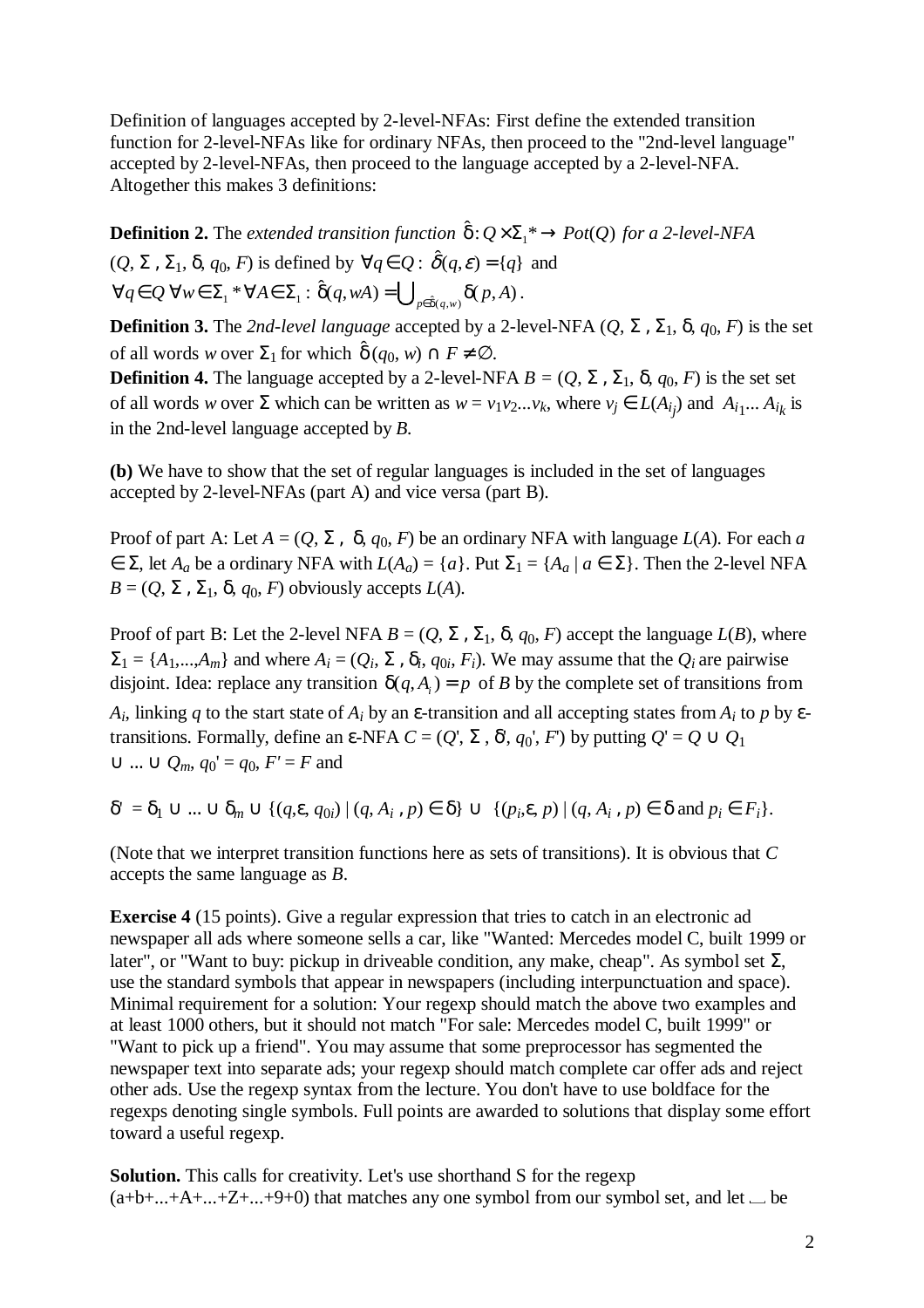Definition of languages accepted by 2-level-NFAs: First define the extended transition function for 2-level-NFAs like for ordinary NFAs, then proceed to the "2nd-level language" accepted by 2-level-NFAs, then proceed to the language accepted by a 2-level-NFA. Altogether this makes 3 definitions:

**Definition 2.** The *extended transition function* $\hat{\delta}: Q \times \Sigma_1{}^* \rightarrow Pot(Q)$ *for a 2-level-NFA* $(Q, \Sigma, \Sigma_1, \delta, q_0, F)$ is defined by $\forall q \in Q: \hat{\delta}(q, \varepsilon) = \{q\}$ and $\forall q \in Q\ \forall w \in \Sigma_1{}^*\ \forall A \in \Sigma_1: \hat{\delta}(q, wA) = \bigcup_{p \in \hat{\delta}(q,w)} \delta(p, A)$.

**Definition 3.** The *2nd-level language* accepted by a 2-level-NFA $(Q, \Sigma, \Sigma_1, \delta, q_0, F)$ is the set of all words $w$ over $\Sigma_1$ for which $\hat{\delta}(q_0, w) \cap F \neq \emptyset$.

**Definition 4.** The language accepted by a 2-level-NFA $B = (Q, \Sigma, \Sigma_1, \delta, q_0, F)$ is the set set of all words $w$ over $\Sigma$ which can be written as $w = v_1v_2...v_k$, where $v_j \in L(A_{i_j})$ and $A_{i_1}... A_{i_k}$ is in the 2nd-level language accepted by $B$.

**(b)** We have to show that the set of regular languages is included in the set of languages accepted by 2-level-NFAs (part A) and vice versa (part B).

Proof of part A: Let $A = (Q, \Sigma, \delta, q_0, F)$ be an ordinary NFA with language $L(A)$. For each $a \in \Sigma$, let $A_a$ be a ordinary NFA with $L(A_a) = \{a\}$. Put $\Sigma_1 = \{A_a \mid a \in \Sigma\}$. Then the 2-level NFA $B = (Q, \Sigma, \Sigma_1, \delta, q_0, F)$ obviously accepts $L(A)$.

Proof of part B: Let the 2-level NFA $B = (Q, \Sigma, \Sigma_1, \delta, q_0, F)$ accept the language $L(B)$, where $\Sigma_1 = \{A_1,...,A_m\}$ and where $A_i = (Q_i, \Sigma, \delta_i, q_{0i}, F_i)$. We may assume that the $Q_i$ are pairwise disjoint. Idea: replace any transition $\delta(q, A_i) = p$ of $B$ by the complete set of transitions from $A_i$, linking $q$ to the start state of $A_i$ by an $\varepsilon$-transition and all accepting states from $A_i$ to $p$ by $\varepsilon$-transitions. Formally, define an $\varepsilon$-NFA $C = (Q', \Sigma, \delta', q_0', F')$ by putting $Q' = Q \cup Q_1 \cup ... \cup Q_m$, $q_0' = q_0$, $F' = F$ and

$$\delta' = \delta_1 \cup ... \cup \delta_m \cup \{(q, \varepsilon, q_{0i}) \mid (q, A_i, p) \in \delta\} \cup \{(p_i, \varepsilon, p) \mid (q, A_i, p) \in \delta \text{ and } p_i \in F_i\}.$$

(Note that we interpret transition functions here as sets of transitions). It is obvious that $C$ accepts the same language as $B$.

**Exercise 4** (15 points). Give a regular expression that tries to catch in an electronic ad newspaper all ads where someone sells a car, like "Wanted: Mercedes model C, built 1999 or later", or "Want to buy: pickup in driveable condition, any make, cheap". As symbol set $\Sigma$, use the standard symbols that appear in newspapers (including interpunctuation and space). Minimal requirement for a solution: Your regexp should match the above two examples and at least 1000 others, but it should not match "For sale: Mercedes model C, built 1999" or "Want to pick up a friend". You may assume that some preprocessor has segmented the newspaper text into separate ads; your regexp should match complete car offer ads and reject other ads. Use the regexp syntax from the lecture. You don't have to use boldface for the regexps denoting single symbols. Full points are awarded to solutions that display some effort toward a useful regexp.

**Solution.** This calls for creativity. Let's use shorthand S for the regexp (a+b+...+A+...+Z+...+9+0) that matches any one symbol from our symbol set, and let ␣ be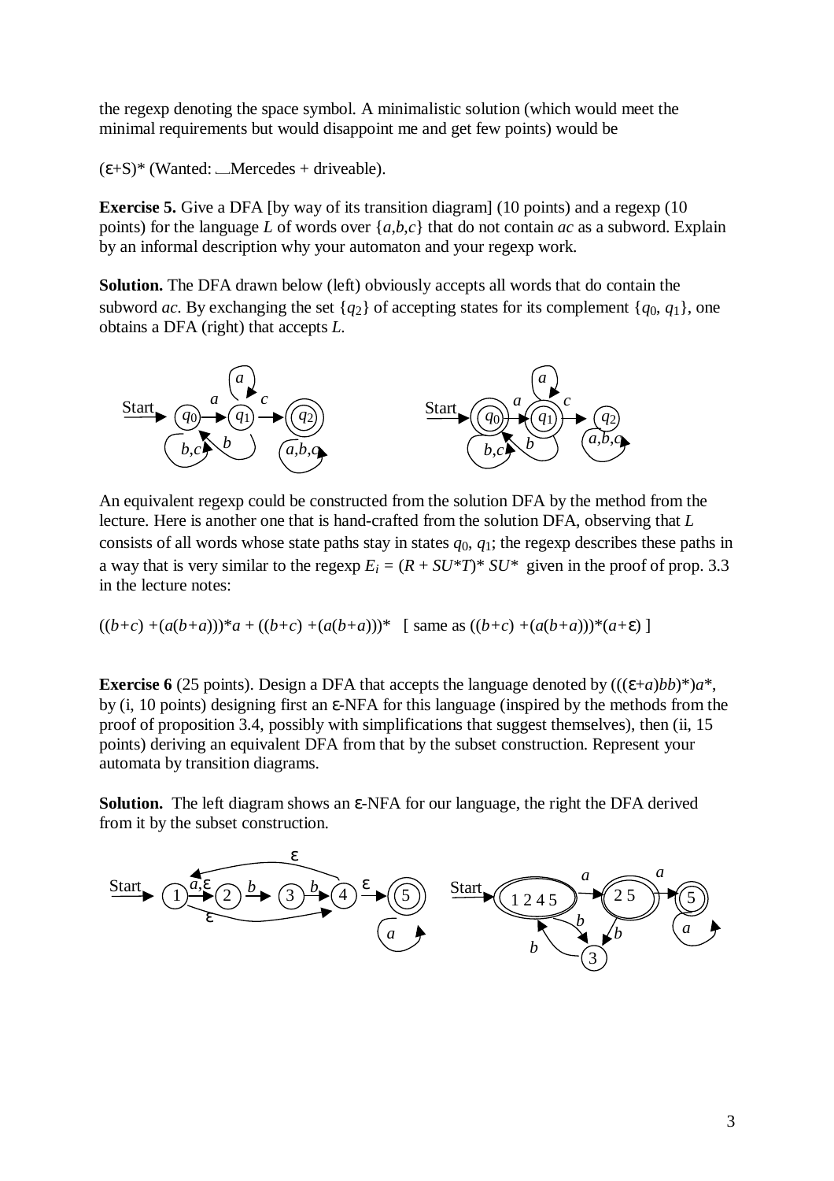the regexp denoting the space symbol. A minimalistic solution (which would meet the minimal requirements but would disappoint me and get few points) would be

$(\varepsilon{+}S)^*$ (Wanted: ␣Mercedes + driveable).

**Exercise 5.** Give a DFA [by way of its transition diagram] (10 points) and a regexp (10 points) for the language $L$ of words over $\{a,b,c\}$ that do not contain $ac$ as a subword. Explain by an informal description why your automaton and your regexp work.

**Solution.** The DFA drawn below (left) obviously accepts all words that do contain the subword $ac$. By exchanging the set $\{q_2\}$ of accepting states for its complement $\{q_0, q_1\}$, one obtains a DFA (right) that accepts $L$.

An equivalent regexp could be constructed from the solution DFA by the method from the lecture. Here is another one that is hand-crafted from the solution DFA, observing that $L$ consists of all words whose state paths stay in states $q_0$, $q_1$; the regexp describes these paths in a way that is very similar to the regexp $E_i = (R + SU^*T)^* SU^*$ given in the proof of prop. 3.3 in the lecture notes:

$((b+c) + (a(b+a)))^*a + ((b+c) + (a(b+a)))^*$ [ same as $((b+c) + (a(b+a)))^*(a+\varepsilon)$ ]

**Exercise 6** (25 points). Design a DFA that accepts the language denoted by $(((\varepsilon+a)bb)^*)a^*$, by (i, 10 points) designing first an $\varepsilon$-NFA for this language (inspired by the methods from the proof of proposition 3.4, possibly with simplifications that suggest themselves), then (ii, 15 points) deriving an equivalent DFA from that by the subset construction. Represent your automata by transition diagrams.

**Solution.** The left diagram shows an $\varepsilon$-NFA for our language, the right the DFA derived from it by the subset construction.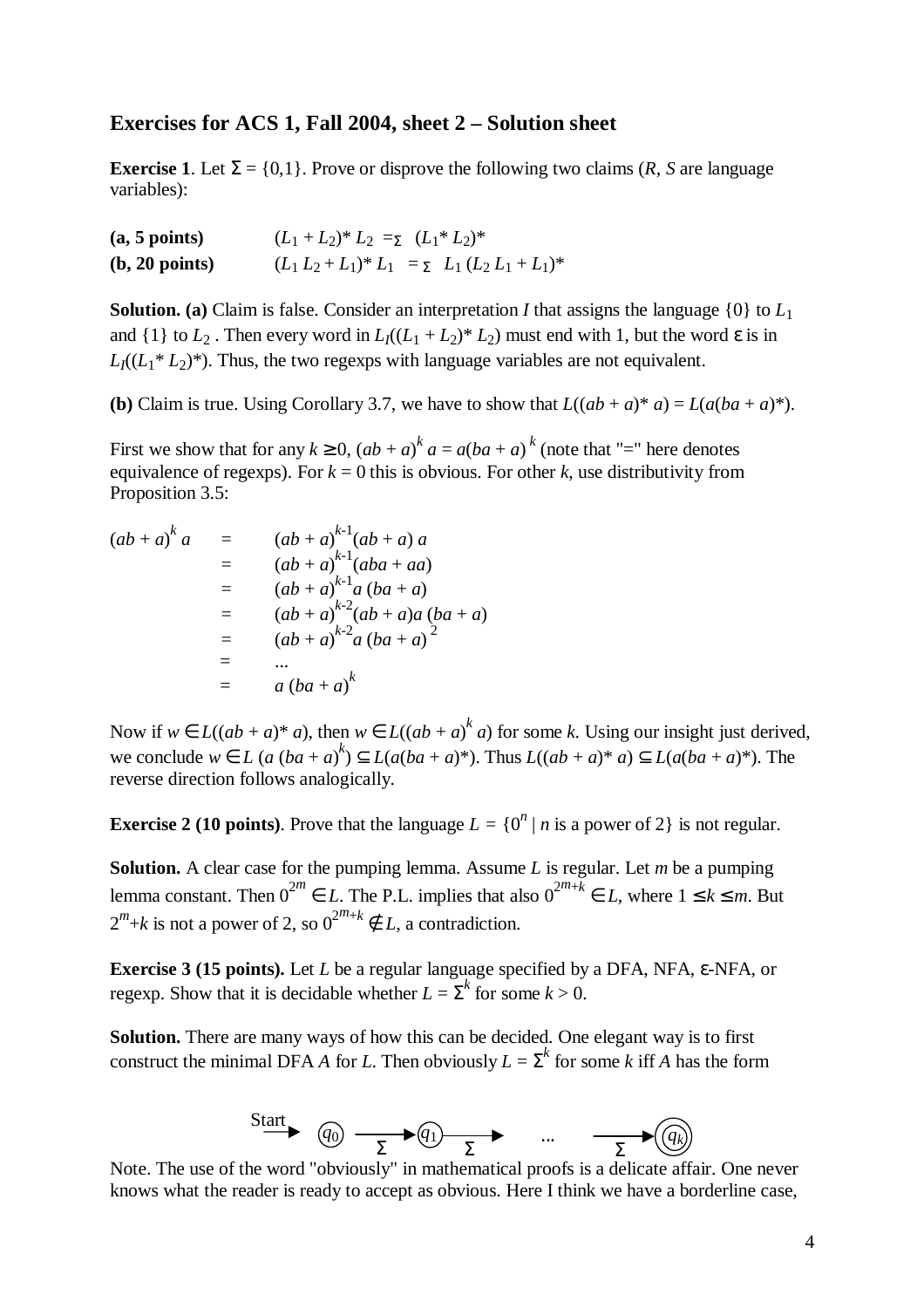## Exercises for ACS 1, Fall 2004, sheet 2 – Solution sheet

**Exercise 1**. Let $\Sigma = \{0,1\}$. Prove or disprove the following two claims ($R$, $S$ are language variables):

**(a, 5 points)** $\quad (L_1 + L_2)^* L_2 =_\Sigma (L_1^* L_2)^*$

**(b, 20 points)** $\quad (L_1 L_2 + L_1)^* L_1 =_\Sigma L_1 (L_2 L_1 + L_1)^*$

**Solution. (a)** Claim is false. Consider an interpretation $I$ that assigns the language $\{0\}$ to $L_1$ and $\{1\}$ to $L_2$. Then every word in $L_I((L_1 + L_2)^* L_2)$ must end with 1, but the word $\varepsilon$ is in $L_I((L_1^* L_2)^*)$. Thus, the two regexps with language variables are not equivalent.

**(b)** Claim is true. Using Corollary 3.7, we have to show that $L((ab + a)^* a) = L(a(ba + a)^*)$.

First we show that for any $k \geq 0$, $(ab + a)^k a = a(ba + a)^k$ (note that "=" here denotes equivalence of regexps). For $k = 0$ this is obvious. For other $k$, use distributivity from Proposition 3.5:

$$
\begin{aligned}
(ab + a)^k a &= (ab + a)^{k-1}(ab + a)\, a \\
&= (ab + a)^{k-1}(aba + aa) \\
&= (ab + a)^{k-1} a\, (ba + a) \\
&= (ab + a)^{k-2}(ab + a)a\, (ba + a) \\
&= (ab + a)^{k-2} a\, (ba + a)^2 \\
&= \ldots \\
&= a\, (ba + a)^k
\end{aligned}
$$

Now if $w \in L((ab + a)^* a)$, then $w \in L((ab + a)^k a)$ for some $k$. Using our insight just derived, we conclude $w \in L(a\,(ba + a)^k) \subseteq L(a(ba + a)^*)$. Thus $L((ab + a)^* a) \subseteq L(a(ba + a)^*)$. The reverse direction follows analogically.

**Exercise 2 (10 points)**. Prove that the language $L = \{0^n \mid n \text{ is a power of } 2\}$ is not regular.

**Solution.** A clear case for the pumping lemma. Assume $L$ is regular. Let $m$ be a pumping lemma constant. Then $0^{2^m} \in L$. The P.L. implies that also $0^{2^m+k} \in L$, where $1 \leq k \leq m$. But $2^m+k$ is not a power of 2, so $0^{2^m+k} \notin L$, a contradiction.

**Exercise 3 (15 points).** Let $L$ be a regular language specified by a DFA, NFA, $\varepsilon$-NFA, or regexp. Show that it is decidable whether $L = \Sigma^k$ for some $k > 0$.

**Solution.** There are many ways of how this can be decided. One elegant way is to first construct the minimal DFA $A$ for $L$. Then obviously $L = \Sigma^k$ for some $k$ iff $A$ has the form

$$\text{Start} \rightarrow (q_0) \xrightarrow{\Sigma} (q_1) \xrightarrow{\Sigma} \ \ldots \ \xrightarrow{\Sigma} ((q_k))$$

Note. The use of the word "obviously" in mathematical proofs is a delicate affair. One never knows what the reader is ready to accept as obvious. Here I think we have a borderline case,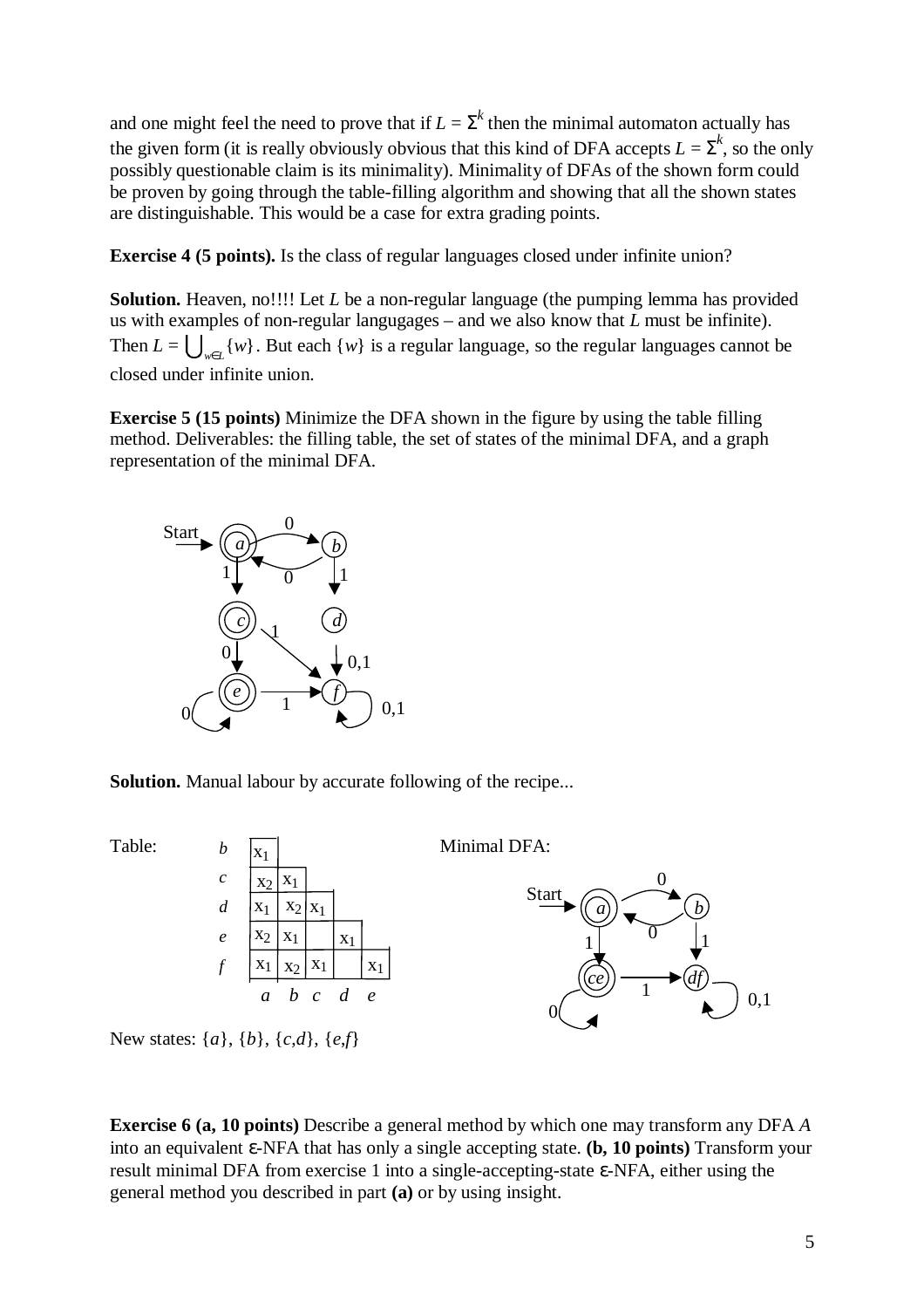and one might feel the need to prove that if $L = \Sigma^k$ then the minimal automaton actually has the given form (it is really obviously obvious that this kind of DFA accepts $L = \Sigma^k$, so the only possibly questionable claim is its minimality). Minimality of DFAs of the shown form could be proven by going through the table-filling algorithm and showing that all the shown states are distinguishable. This would be a case for extra grading points.

**Exercise 4 (5 points).** Is the class of regular languages closed under infinite union?

**Solution.** Heaven, no!!!! Let $L$ be a non-regular language (the pumping lemma has provided us with examples of non-regular langugages – and we also know that $L$ must be infinite). Then $L = \bigcup_{w \in L} \{w\}$. But each $\{w\}$ is a regular language, so the regular languages cannot be closed under infinite union.

**Exercise 5 (15 points)** Minimize the DFA shown in the figure by using the table filling method. Deliverables: the filling table, the set of states of the minimal DFA, and a graph representation of the minimal DFA.

**Solution.** Manual labour by accurate following of the recipe...

Table:

| | | | | | |
|---|---|---|---|---|---|
| *b* | $x_1$ | | | | |
| *c* | $x_2$ | $x_1$ | | | |
| *d* | $x_1$ | $x_2$ | $x_1$ | | |
| *e* | $x_2$ | $x_1$ | | $x_1$ | |
| *f* | $x_1$ | $x_2$ | $x_1$ | | $x_1$ |
| | *a* | *b* | *c* | *d* | *e* |

Minimal DFA:

New states: $\{a\}$, $\{b\}$, $\{c,d\}$, $\{e,f\}$

**Exercise 6 (a, 10 points)** Describe a general method by which one may transform any DFA $A$ into an equivalent $\varepsilon$-NFA that has only a single accepting state. **(b, 10 points)** Transform your result minimal DFA from exercise 1 into a single-accepting-state $\varepsilon$-NFA, either using the general method you described in part **(a)** or by using insight.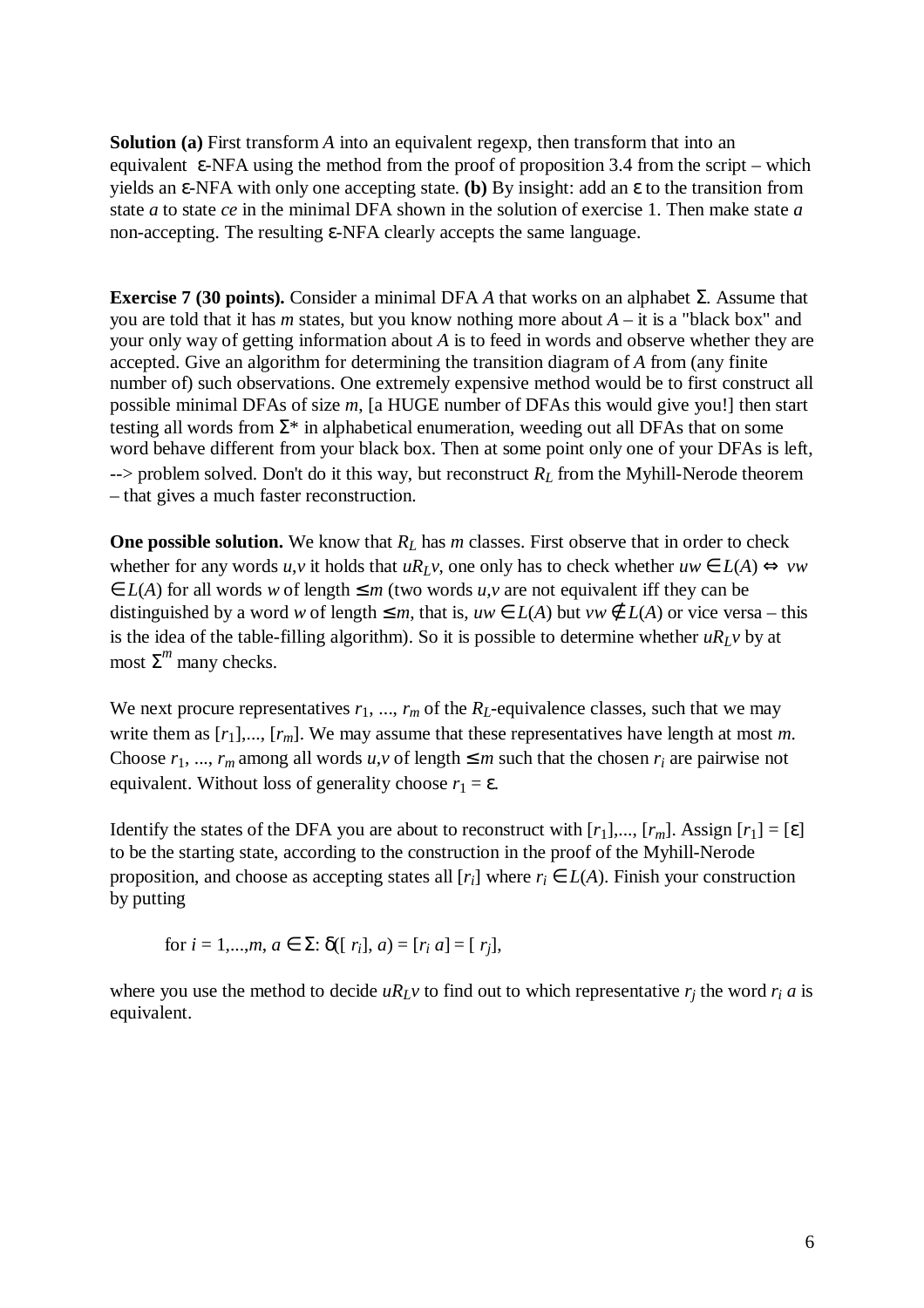**Solution (a)** First transform $A$ into an equivalent regexp, then transform that into an equivalent $\varepsilon$-NFA using the method from the proof of proposition 3.4 from the script – which yields an $\varepsilon$-NFA with only one accepting state. **(b)** By insight: add an $\varepsilon$ to the transition from state $a$ to state $ce$ in the minimal DFA shown in the solution of exercise 1. Then make state $a$ non-accepting. The resulting $\varepsilon$-NFA clearly accepts the same language.

**Exercise 7 (30 points).** Consider a minimal DFA $A$ that works on an alphabet $\Sigma$. Assume that you are told that it has $m$ states, but you know nothing more about $A$ – it is a "black box" and your only way of getting information about $A$ is to feed in words and observe whether they are accepted. Give an algorithm for determining the transition diagram of $A$ from (any finite number of) such observations. One extremely expensive method would be to first construct all possible minimal DFAs of size $m$, [a HUGE number of DFAs this would give you!] then start testing all words from $\Sigma^*$ in alphabetical enumeration, weeding out all DFAs that on some word behave different from your black box. Then at some point only one of your DFAs is left, --> problem solved. Don't do it this way, but reconstruct $R_L$ from the Myhill-Nerode theorem – that gives a much faster reconstruction.

**One possible solution.** We know that $R_L$ has $m$ classes. First observe that in order to check whether for any words $u,v$ it holds that $uR_Lv$, one only has to check whether $uw \in L(A) \Leftrightarrow vw \in L(A)$ for all words $w$ of length $\leq m$ (two words $u,v$ are not equivalent iff they can be distinguished by a word $w$ of length $\leq m$, that is, $uw \in L(A)$ but $vw \notin L(A)$ or vice versa – this is the idea of the table-filling algorithm). So it is possible to determine whether $uR_Lv$ by at most $\Sigma^m$ many checks.

We next procure representatives $r_1, ..., r_m$ of the $R_L$-equivalence classes, such that we may write them as $[r_1],..., [r_m]$. We may assume that these representatives have length at most $m$. Choose $r_1, ..., r_m$ among all words $u,v$ of length $\leq m$ such that the chosen $r_i$ are pairwise not equivalent. Without loss of generality choose $r_1 = \varepsilon$.

Identify the states of the DFA you are about to reconstruct with $[r_1],..., [r_m]$. Assign $[r_1] = [\varepsilon]$ to be the starting state, according to the construction in the proof of the Myhill-Nerode proposition, and choose as accepting states all $[r_i]$ where $r_i \in L(A)$. Finish your construction by putting

for $i = 1,...,m$, $a \in \Sigma$: $\delta([r_i], a) = [r_i\, a] = [r_j]$,

where you use the method to decide $uR_Lv$ to find out to which representative $r_j$ the word $r_i\, a$ is equivalent.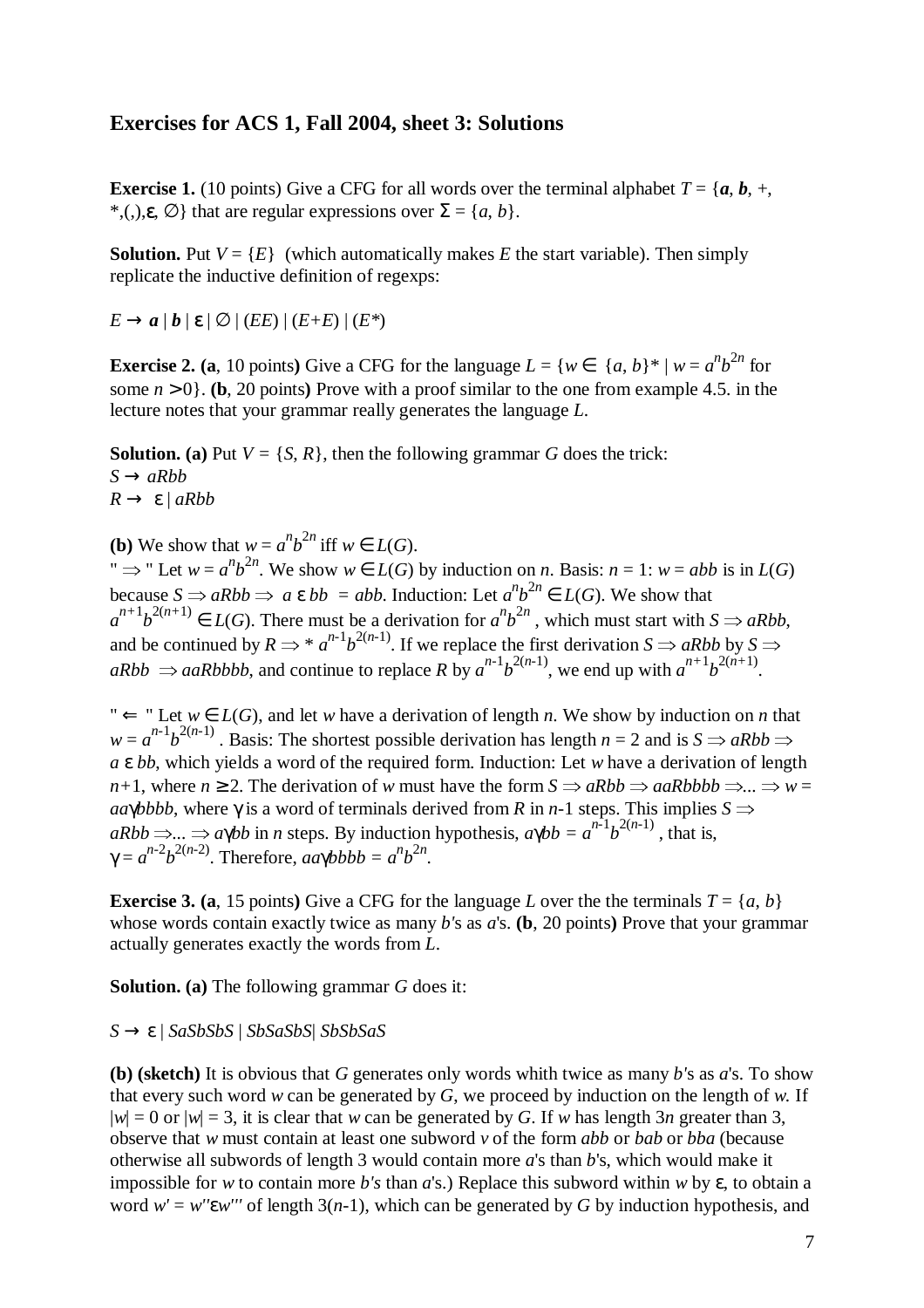## Exercises for ACS 1, Fall 2004, sheet 3: Solutions

**Exercise 1.** (10 points) Give a CFG for all words over the terminal alphabet $T = \{\boldsymbol{a}, \boldsymbol{b}, +, *, (, ), \varepsilon, \emptyset\}$ that are regular expressions over $\Sigma = \{a, b\}$.

**Solution.** Put $V = \{E\}$ (which automatically makes $E$ the start variable). Then simply replicate the inductive definition of regexps:

$E \to \boldsymbol{a} \mid \boldsymbol{b} \mid \varepsilon \mid \emptyset \mid (EE) \mid (E+E) \mid (E^*)$

**Exercise 2. (a**, 10 points**)** Give a CFG for the language $L = \{w \in \{a, b\}^* \mid w = a^n b^{2n}$ for some $n > 0\}$. **(b**, 20 points**)** Prove with a proof similar to the one from example 4.5. in the lecture notes that your grammar really generates the language $L$.

**Solution. (a)** Put $V = \{S, R\}$, then the following grammar $G$ does the trick:
$S \to aRbb$
$R \to \varepsilon \mid aRbb$

**(b)** We show that $w = a^n b^{2n}$ iff $w \in L(G)$.
" $\Rightarrow$ " Let $w = a^n b^{2n}$. We show $w \in L(G)$ by induction on $n$. Basis: $n = 1$: $w = abb$ is in $L(G)$ because $S \Rightarrow aRbb \Rightarrow a\,\varepsilon\, bb = abb$. Induction: Let $a^n b^{2n} \in L(G)$. We show that $a^{n+1} b^{2(n+1)} \in L(G)$. There must be a derivation for $a^n b^{2n}$, which must start with $S \Rightarrow aRbb$, and be continued by $R \Rightarrow^* a^{n-1} b^{2(n-1)}$. If we replace the first derivation $S \Rightarrow aRbb$ by $S \Rightarrow aRbb \Rightarrow aaRbbbb$, and continue to replace $R$ by $a^{n-1} b^{2(n-1)}$, we end up with $a^{n+1} b^{2(n+1)}$.

" $\Leftarrow$ " Let $w \in L(G)$, and let $w$ have a derivation of length $n$. We show by induction on $n$ that $w = a^{n-1} b^{2(n-1)}$. Basis: The shortest possible derivation has length $n = 2$ and is $S \Rightarrow aRbb \Rightarrow a\,\varepsilon\, bb$, which yields a word of the required form. Induction: Let $w$ have a derivation of length $n+1$, where $n \geq 2$. The derivation of $w$ must have the form $S \Rightarrow aRbb \Rightarrow aaRbbbb \Rightarrow \ldots \Rightarrow w = aa\gamma bbbb$, where $\gamma$ is a word of terminals derived from $R$ in $n$-1 steps. This implies $S \Rightarrow aRbb \Rightarrow \ldots \Rightarrow a\gamma bb$ in $n$ steps. By induction hypothesis, $a\gamma bb = a^{n-1} b^{2(n-1)}$, that is, $\gamma = a^{n-2} b^{2(n-2)}$. Therefore, $aa\gamma bbbb = a^n b^{2n}$.

**Exercise 3. (a**, 15 points**)** Give a CFG for the language $L$ over the the terminals $T = \{a, b\}$ whose words contain exactly twice as many $b$'s as $a$'s. **(b**, 20 points**)** Prove that your grammar actually generates exactly the words from $L$.

**Solution. (a)** The following grammar $G$ does it:

$S \to \varepsilon \mid SaSbSbS \mid SbSaSbS \mid SbSbSaS$

**(b) (sketch)** It is obvious that $G$ generates only words whith twice as many $b$'s as $a$'s. To show that every such word $w$ can be generated by $G$, we proceed by induction on the length of $w$. If $|w| = 0$ or $|w| = 3$, it is clear that $w$ can be generated by $G$. If $w$ has length $3n$ greater than 3, observe that $w$ must contain at least one subword $v$ of the form $abb$ or $bab$ or $bba$ (because otherwise all subwords of length 3 would contain more $a$'s than $b$'s, which would make it impossible for $w$ to contain more $b$'s than $a$'s.) Replace this subword within $w$ by $\varepsilon$, to obtain a word $w' = w''\varepsilon w'''$ of length $3(n-1)$, which can be generated by $G$ by induction hypothesis, and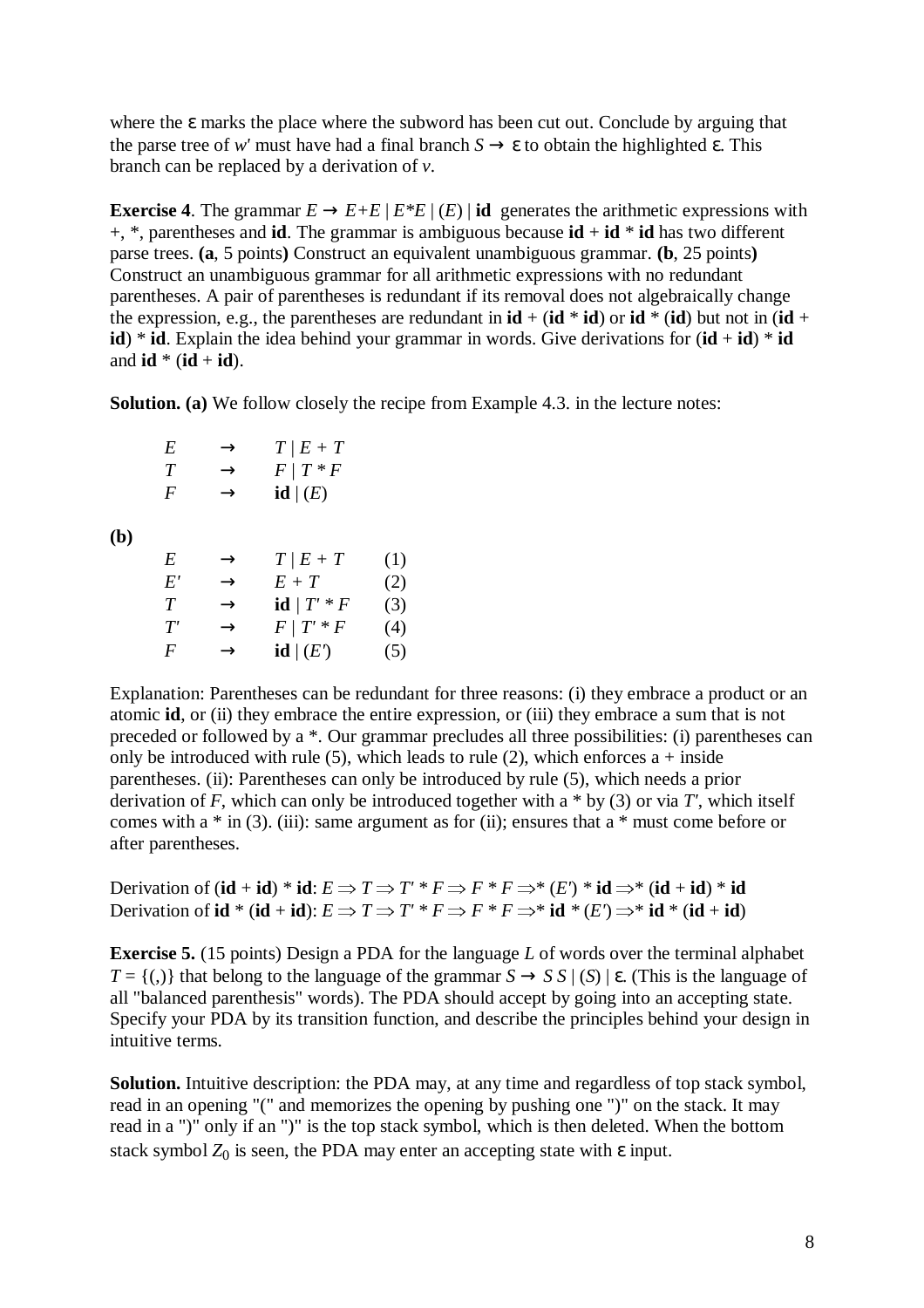where the ε marks the place where the subword has been cut out. Conclude by arguing that the parse tree of $w'$ must have had a final branch $S \rightarrow \varepsilon$ to obtain the highlighted ε. This branch can be replaced by a derivation of $v$.

**Exercise 4**. The grammar $E \rightarrow E{+}E \mid E{*}E \mid (E) \mid \mathbf{id}$ generates the arithmetic expressions with +, *, parentheses and **id**. The grammar is ambiguous because **id** + **id** * **id** has two different parse trees. **(a**, 5 points**)** Construct an equivalent unambiguous grammar. **(b**, 25 points**)** Construct an unambiguous grammar for all arithmetic expressions with no redundant parentheses. A pair of parentheses is redundant if its removal does not algebraically change the expression, e.g., the parentheses are redundant in **id** + (**id** * **id**) or **id** * (**id**) but not in (**id** + **id**) * **id**. Explain the idea behind your grammar in words. Give derivations for (**id** + **id**) * **id** and **id** * (**id** + **id**).

**Solution. (a)** We follow closely the recipe from Example 4.3. in the lecture notes:

$$
\begin{aligned}
E &\rightarrow T \mid E + T \\
T &\rightarrow F \mid T * F \\
F &\rightarrow \mathbf{id} \mid (E)
\end{aligned}
$$

**(b)**

$$
\begin{aligned}
E &\rightarrow T \mid E + T && (1)\\
E' &\rightarrow E + T && (2)\\
T &\rightarrow \mathbf{id} \mid T' * F && (3)\\
T' &\rightarrow F \mid T' * F && (4)\\
F &\rightarrow \mathbf{id} \mid (E') && (5)
\end{aligned}
$$

Explanation: Parentheses can be redundant for three reasons: (i) they embrace a product or an atomic **id**, or (ii) they embrace the entire expression, or (iii) they embrace a sum that is not preceded or followed by a *. Our grammar precludes all three possibilities: (i) parentheses can only be introduced with rule (5), which leads to rule (2), which enforces a + inside parentheses. (ii): Parentheses can only be introduced by rule (5), which needs a prior derivation of $F$, which can only be introduced together with a * by (3) or via $T'$, which itself comes with a * in (3). (iii): same argument as for (ii); ensures that a * must come before or after parentheses.

Derivation of (**id** + **id**) * **id**: $E \Rightarrow T \Rightarrow T' * F \Rightarrow F * F \Rightarrow^* (E') * \mathbf{id} \Rightarrow^* (\mathbf{id} + \mathbf{id}) * \mathbf{id}$

Derivation of **id** * (**id** + **id**): $E \Rightarrow T \Rightarrow T' * F \Rightarrow F * F \Rightarrow^* \mathbf{id} * (E') \Rightarrow^* \mathbf{id} * (\mathbf{id} + \mathbf{id})$

**Exercise 5.** (15 points) Design a PDA for the language $L$ of words over the terminal alphabet $T = \{(,)\}$ that belong to the language of the grammar $S \rightarrow S\,S \mid (S) \mid \varepsilon$. (This is the language of all "balanced parenthesis" words). The PDA should accept by going into an accepting state. Specify your PDA by its transition function, and describe the principles behind your design in intuitive terms.

**Solution.** Intuitive description: the PDA may, at any time and regardless of top stack symbol, read in an opening "(" and memorizes the opening by pushing one ")" on the stack. It may read in a ")" only if an ")" is the top stack symbol, which is then deleted. When the bottom stack symbol $Z_0$ is seen, the PDA may enter an accepting state with ε input.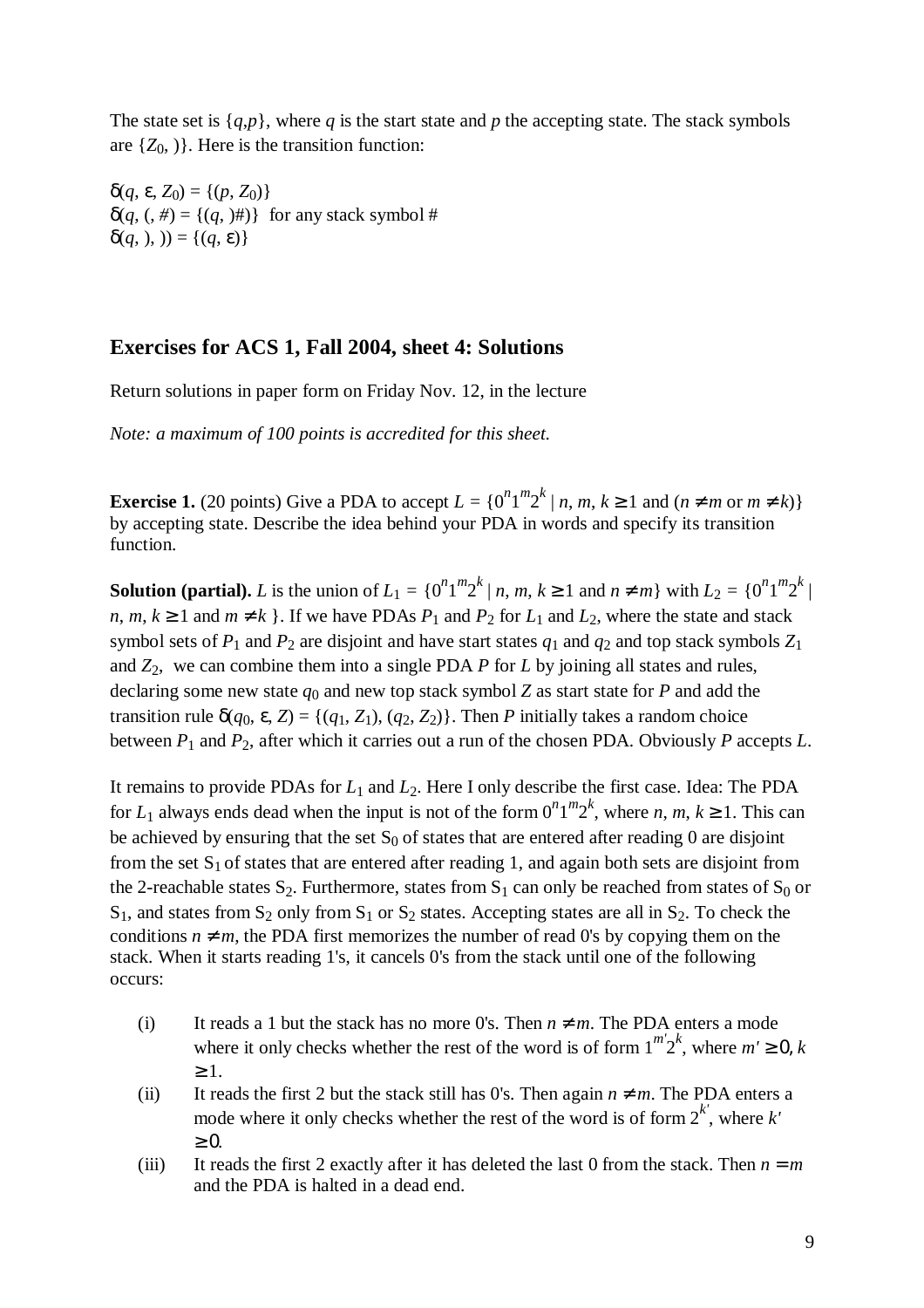The state set is $\{q,p\}$, where $q$ is the start state and $p$ the accepting state. The stack symbols are $\{Z_0, )\}$. Here is the transition function:

$\delta(q, \varepsilon, Z_0) = \{(p, Z_0)\}$
$\delta(q, (, \#) = \{(q, )\#)\}$ for any stack symbol #
$\delta(q, ), )) = \{(q, \varepsilon)\}$

## Exercises for ACS 1, Fall 2004, sheet 4: Solutions

Return solutions in paper form on Friday Nov. 12, in the lecture

*Note: a maximum of 100 points is accredited for this sheet.*

**Exercise 1.** (20 points) Give a PDA to accept $L = \{0^n1^m2^k \mid n, m, k \geq 1 \text{ and } (n \neq m \text{ or } m \neq k)\}$ by accepting state. Describe the idea behind your PDA in words and specify its transition function.

**Solution (partial).** $L$ is the union of $L_1 = \{0^n1^m2^k \mid n, m, k \geq 1 \text{ and } n \neq m\}$ with $L_2 = \{0^n1^m2^k \mid n, m, k \geq 1 \text{ and } m \neq k\}$. If we have PDAs $P_1$ and $P_2$ for $L_1$ and $L_2$, where the state and stack symbol sets of $P_1$ and $P_2$ are disjoint and have start states $q_1$ and $q_2$ and top stack symbols $Z_1$ and $Z_2$, we can combine them into a single PDA $P$ for $L$ by joining all states and rules, declaring some new state $q_0$ and new top stack symbol $Z$ as start state for $P$ and add the transition rule $\delta(q_0, \varepsilon, Z) = \{(q_1, Z_1), (q_2, Z_2)\}$. Then $P$ initially takes a random choice between $P_1$ and $P_2$, after which it carries out a run of the chosen PDA. Obviously $P$ accepts $L$.

It remains to provide PDAs for $L_1$ and $L_2$. Here I only describe the first case. Idea: The PDA for $L_1$ always ends dead when the input is not of the form $0^n1^m2^k$, where $n, m, k \geq 1$. This can be achieved by ensuring that the set $S_0$ of states that are entered after reading 0 are disjoint from the set $S_1$ of states that are entered after reading 1, and again both sets are disjoint from the 2-reachable states $S_2$. Furthermore, states from $S_1$ can only be reached from states of $S_0$ or $S_1$, and states from $S_2$ only from $S_1$ or $S_2$ states. Accepting states are all in $S_2$. To check the conditions $n \neq m$, the PDA first memorizes the number of read 0's by copying them on the stack. When it starts reading 1's, it cancels 0's from the stack until one of the following occurs:

(i) It reads a 1 but the stack has no more 0's. Then $n \neq m$. The PDA enters a mode where it only checks whether the rest of the word is of form $1^{m'}2^k$, where $m' \geq 0$, $k \geq 1$.

(ii) It reads the first 2 but the stack still has 0's. Then again $n \neq m$. The PDA enters a mode where it only checks whether the rest of the word is of form $2^{k'}$, where $k' \geq 0$.

(iii) It reads the first 2 exactly after it has deleted the last 0 from the stack. Then $n = m$ and the PDA is halted in a dead end.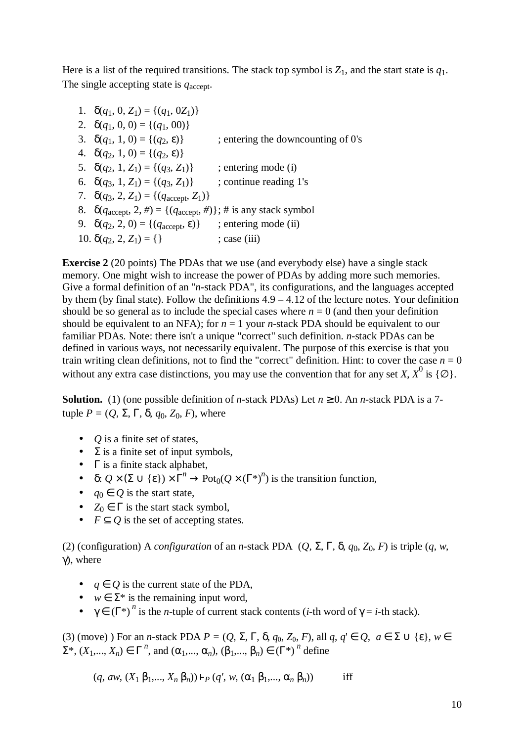Here is a list of the required transitions. The stack top symbol is $Z_1$, and the start state is $q_1$. The single accepting state is $q_{\text{accept}}$.

1. $\delta(q_1, 0, Z_1) = \{(q_1, 0Z_1)\}$
2. $\delta(q_1, 0, 0) = \{(q_1, 00)\}$
3. $\delta(q_1, 1, 0) = \{(q_2, \varepsilon)\}$ ; entering the downcounting of 0's
4. $\delta(q_2, 1, 0) = \{(q_2, \varepsilon)\}$
5. $\delta(q_2, 1, Z_1) = \{(q_3, Z_1)\}$ ; entering mode (i)
6. $\delta(q_3, 1, Z_1) = \{(q_3, Z_1)\}$ ; continue reading 1's
7. $\delta(q_3, 2, Z_1) = \{(q_{\text{accept}}, Z_1)\}$
8. $\delta(q_{\text{accept}}, 2, \#) = \{(q_{\text{accept}}, \#)\}$; # is any stack symbol
9. $\delta(q_2, 2, 0) = \{(q_{\text{accept}}, \varepsilon)\}$ ; entering mode (ii)
10. $\delta(q_2, 2, Z_1) = \{\}$ ; case (iii)

**Exercise 2** (20 points) The PDAs that we use (and everybody else) have a single stack memory. One might wish to increase the power of PDAs by adding more such memories. Give a formal definition of an "*n*-stack PDA", its configurations, and the languages accepted by them (by final state). Follow the definitions 4.9 – 4.12 of the lecture notes. Your definition should be so general as to include the special cases where $n = 0$ (and then your definition should be equivalent to an NFA); for $n = 1$ your *n*-stack PDA should be equivalent to our familiar PDAs. Note: there isn't a unique "correct" such definition. *n*-stack PDAs can be defined in various ways, not necessarily equivalent. The purpose of this exercise is that you train writing clean definitions, not to find the "correct" definition. Hint: to cover the case $n = 0$ without any extra case distinctions, you may use the convention that for any set $X$, $X^0$ is $\{\emptyset\}$.

**Solution.** (1) (one possible definition of *n*-stack PDAs) Let $n \geq 0$. An *n*-stack PDA is a 7-tuple $P = (Q, \Sigma, \Gamma, \delta, q_0, Z_0, F)$, where

- $Q$ is a finite set of states,
- $\Sigma$ is a finite set of input symbols,
- $\Gamma$ is a finite stack alphabet,
- $\delta: Q \times (\Sigma \cup \{\varepsilon\}) \times \Gamma^n \to \text{Pot}_0(Q \times (\Gamma^*)^n)$ is the transition function,
- $q_0 \in Q$ is the start state,
- $Z_0 \in \Gamma$ is the start stack symbol,
- $F \subseteq Q$ is the set of accepting states.

(2) (configuration) A *configuration* of an *n*-stack PDA $(Q, \Sigma, \Gamma, \delta, q_0, Z_0, F)$ is triple $(q, w, \gamma)$, where

- $q \in Q$ is the current state of the PDA,
- $w \in \Sigma^*$ is the remaining input word,
- $\gamma \in (\Gamma^*)^n$ is the *n*-tuple of current stack contents (*i*-th word of $\gamma$ = *i*-th stack).

(3) (move) ) For an *n*-stack PDA $P = (Q, \Sigma, \Gamma, \delta, q_0, Z_0, F)$, all $q, q' \in Q$, $a \in \Sigma \cup \{\varepsilon\}$, $w \in \Sigma^*$, $(X_1,..., X_n) \in \Gamma^n$, and $(\alpha_1,..., \alpha_n)$, $(\beta_1,..., \beta_n) \in (\Gamma^*)^n$ define

$$(q, aw, (X_1 \beta_1,..., X_n \beta_n)) \vdash_P (q', w, (\alpha_1 \beta_1,..., \alpha_n \beta_n)) \qquad \text{iff}$$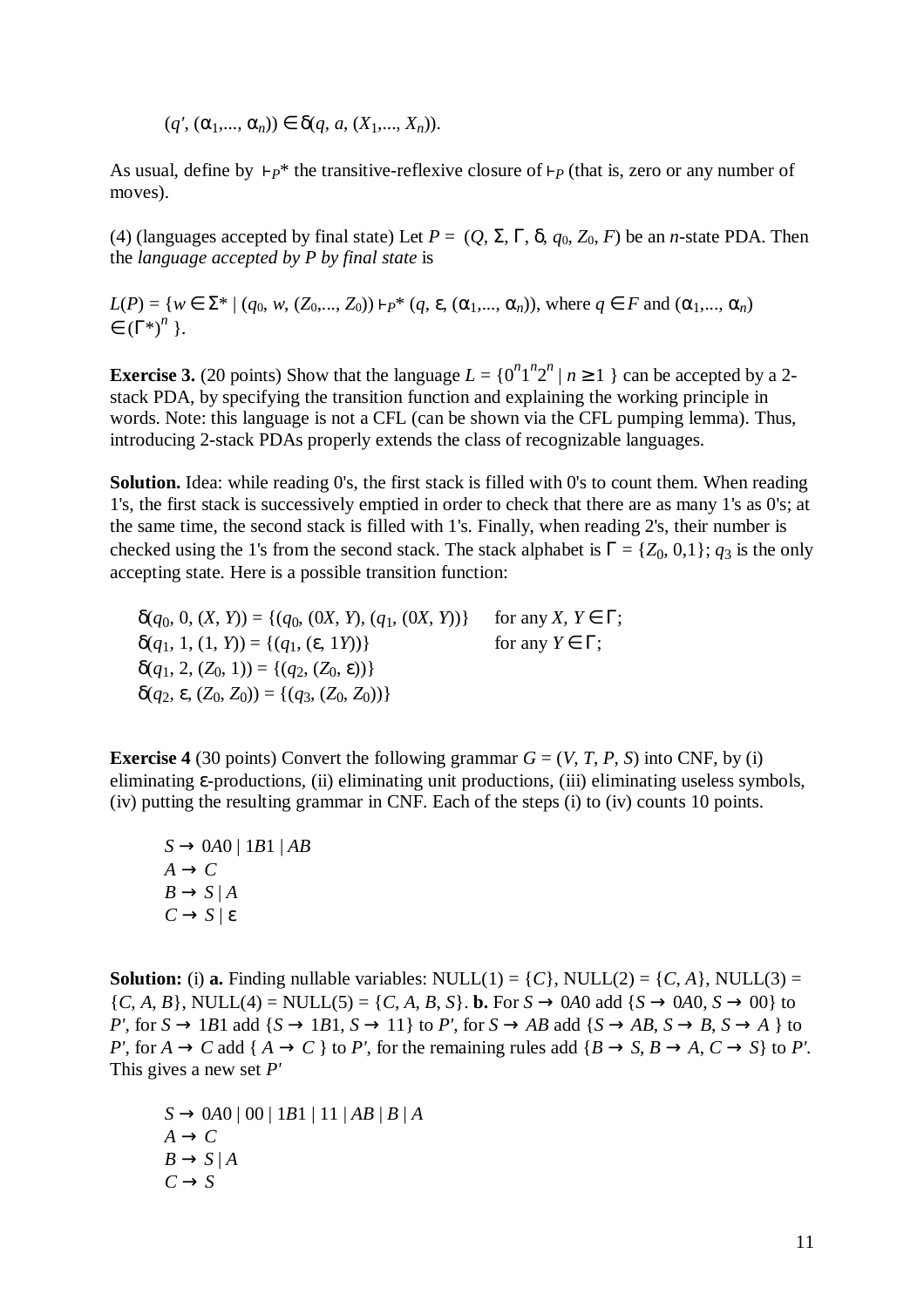$(q', (\alpha_1,..., \alpha_n)) \in \delta(q, a, (X_1,..., X_n))$.

As usual, define by $\vdash_P{}^*$ the transitive-reflexive closure of $\vdash_P$ (that is, zero or any number of moves).

(4) (languages accepted by final state) Let $P = (Q, \Sigma, \Gamma, \delta, q_0, Z_0, F)$ be an $n$-state PDA. Then the *language accepted by P by final state* is

$L(P) = \{w \in \Sigma^* \mid (q_0, w, (Z_0,..., Z_0)) \vdash_P{}^* (q, \varepsilon, (\alpha_1,..., \alpha_n))$, where $q \in F$ and $(\alpha_1,..., \alpha_n) \in (\Gamma^*)^n \}$.

**Exercise 3.** (20 points) Show that the language $L = \{0^n 1^n 2^n \mid n \geq 1 \}$ can be accepted by a 2-stack PDA, by specifying the transition function and explaining the working principle in words. Note: this language is not a CFL (can be shown via the CFL pumping lemma). Thus, introducing 2-stack PDAs properly extends the class of recognizable languages.

**Solution.** Idea: while reading 0's, the first stack is filled with 0's to count them. When reading 1's, the first stack is successively emptied in order to check that there are as many 1's as 0's; at the same time, the second stack is filled with 1's. Finally, when reading 2's, their number is checked using the 1's from the second stack. The stack alphabet is $\Gamma = \{Z_0, 0,1\}$; $q_3$ is the only accepting state. Here is a possible transition function:

$\delta(q_0, 0, (X, Y)) = \{(q_0, (0X, Y), (q_1, (0X, Y))\}$ for any $X, Y \in \Gamma$;
$\delta(q_1, 1, (1, Y)) = \{(q_1, (\varepsilon, 1Y))\}$ for any $Y \in \Gamma$;
$\delta(q_1, 2, (Z_0, 1)) = \{(q_2, (Z_0, \varepsilon))\}$
$\delta(q_2, \varepsilon, (Z_0, Z_0)) = \{(q_3, (Z_0, Z_0))\}$

**Exercise 4** (30 points) Convert the following grammar $G = (V, T, P, S)$ into CNF, by (i) eliminating $\varepsilon$-productions, (ii) eliminating unit productions, (iii) eliminating useless symbols, (iv) putting the resulting grammar in CNF. Each of the steps (i) to (iv) counts 10 points.

$S \to 0A0 \mid 1B1 \mid AB$
$A \to C$
$B \to S \mid A$
$C \to S \mid \varepsilon$

**Solution:** (i) **a.** Finding nullable variables: NULL(1) = $\{C\}$, NULL(2) = $\{C, A\}$, NULL(3) = $\{C, A, B\}$, NULL(4) = NULL(5) = $\{C, A, B, S\}$. **b.** For $S \to 0A0$ add $\{S \to 0A0, S \to 00\}$ to $P'$, for $S \to 1B1$ add $\{S \to 1B1, S \to 11\}$ to $P'$, for $S \to AB$ add $\{S \to AB, S \to B, S \to A\}$ to $P'$, for $A \to C$ add $\{A \to C\}$ to $P'$, for the remaining rules add $\{B \to S, B \to A, C \to S\}$ to $P'$. This gives a new set $P'$

$S \to 0A0 \mid 00 \mid 1B1 \mid 11 \mid AB \mid B \mid A$
$A \to C$
$B \to S \mid A$
$C \to S$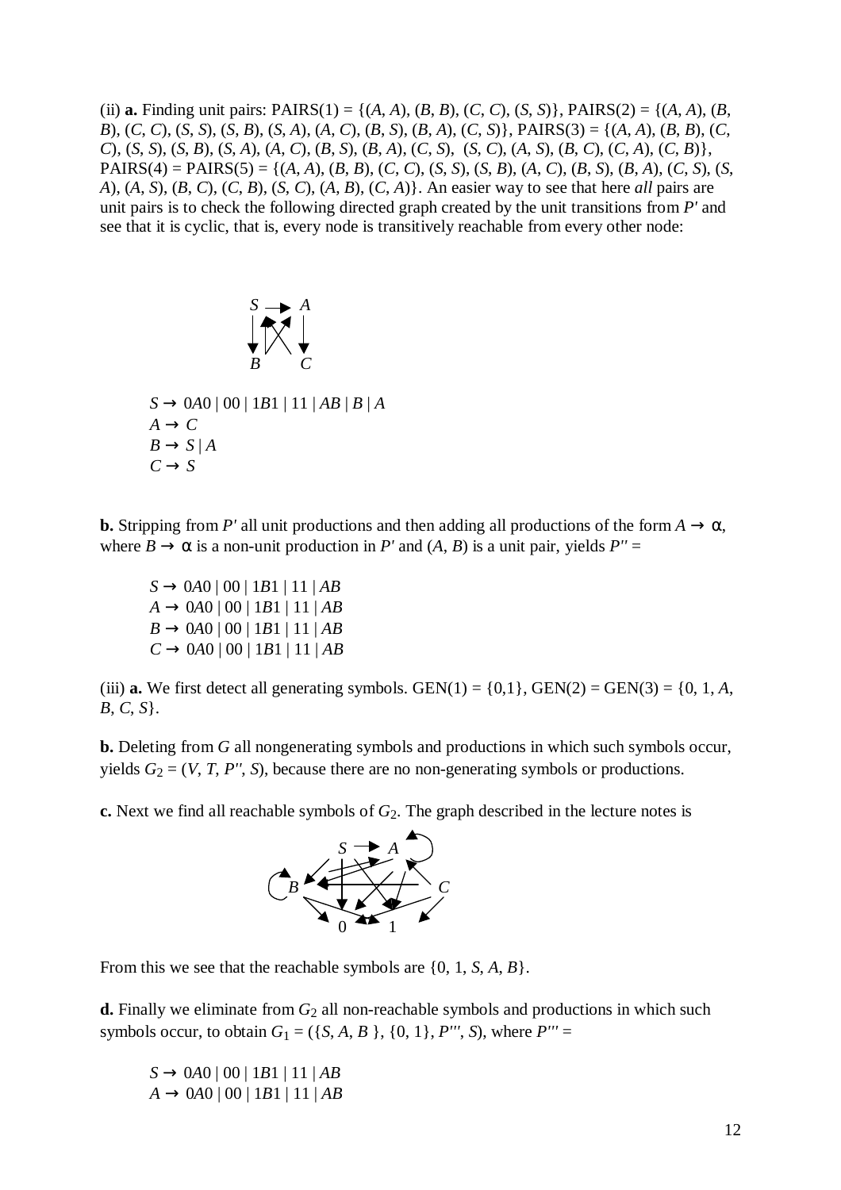(ii) **a.** Finding unit pairs: PAIRS(1) = {($A$, $A$), ($B$, $B$), ($C$, $C$), ($S$, $S$)}, PAIRS(2) = {($A$, $A$), ($B$, $B$), ($C$, $C$), ($S$, $S$), ($S$, $B$), ($S$, $A$), ($A$, $C$), ($B$, $S$), ($B$, $A$), ($C$, $S$)}, PAIRS(3) = {($A$, $A$), ($B$, $B$), ($C$, $C$), ($S$, $S$), ($S$, $B$), ($S$, $A$), ($A$, $C$), ($B$, $S$), ($B$, $A$), ($C$, $S$), ($S$, $C$), ($A$, $S$), ($B$, $C$), ($C$, $A$), ($C$, $B$)}, PAIRS(4) = PAIRS(5) = {($A$, $A$), ($B$, $B$), ($C$, $C$), ($S$, $S$), ($S$, $B$), ($A$, $C$), ($B$, $S$), ($B$, $A$), ($C$, $S$), ($S$, $A$), ($A$, $S$), ($B$, $C$), ($C$, $B$), ($S$, $C$), ($A$, $B$), ($C$, $A$)}. An easier way to see that here *all* pairs are unit pairs is to check the following directed graph created by the unit transitions from $P'$ and see that it is cyclic, that is, every node is transitively reachable from every other node:

$S \rightarrow 0A0 \mid 00 \mid 1B1 \mid 11 \mid AB \mid B \mid A$
$A \rightarrow C$
$B \rightarrow S \mid A$
$C \rightarrow S$

**b.** Stripping from $P'$ all unit productions and then adding all productions of the form $A \rightarrow \alpha$, where $B \rightarrow \alpha$ is a non-unit production in $P'$ and ($A$, $B$) is a unit pair, yields $P''$ =

$S \rightarrow 0A0 \mid 00 \mid 1B1 \mid 11 \mid AB$
$A \rightarrow 0A0 \mid 00 \mid 1B1 \mid 11 \mid AB$
$B \rightarrow 0A0 \mid 00 \mid 1B1 \mid 11 \mid AB$
$C \rightarrow 0A0 \mid 00 \mid 1B1 \mid 11 \mid AB$

(iii) **a.** We first detect all generating symbols. GEN(1) = {0,1}, GEN(2) = GEN(3) = {0, 1, $A$, $B$, $C$, $S$}.

**b.** Deleting from $G$ all nongenerating symbols and productions in which such symbols occur, yields $G_2 = (V, T, P'', S)$, because there are no non-generating symbols or productions.

**c.** Next we find all reachable symbols of $G_2$. The graph described in the lecture notes is

From this we see that the reachable symbols are {0, 1, $S$, $A$, $B$}.

**d.** Finally we eliminate from $G_2$ all non-reachable symbols and productions in which such symbols occur, to obtain $G_1 = (\{S, A, B\}, \{0, 1\}, P''', S)$, where $P'''$ =

$S \rightarrow 0A0 \mid 00 \mid 1B1 \mid 11 \mid AB$
$A \rightarrow 0A0 \mid 00 \mid 1B1 \mid 11 \mid AB$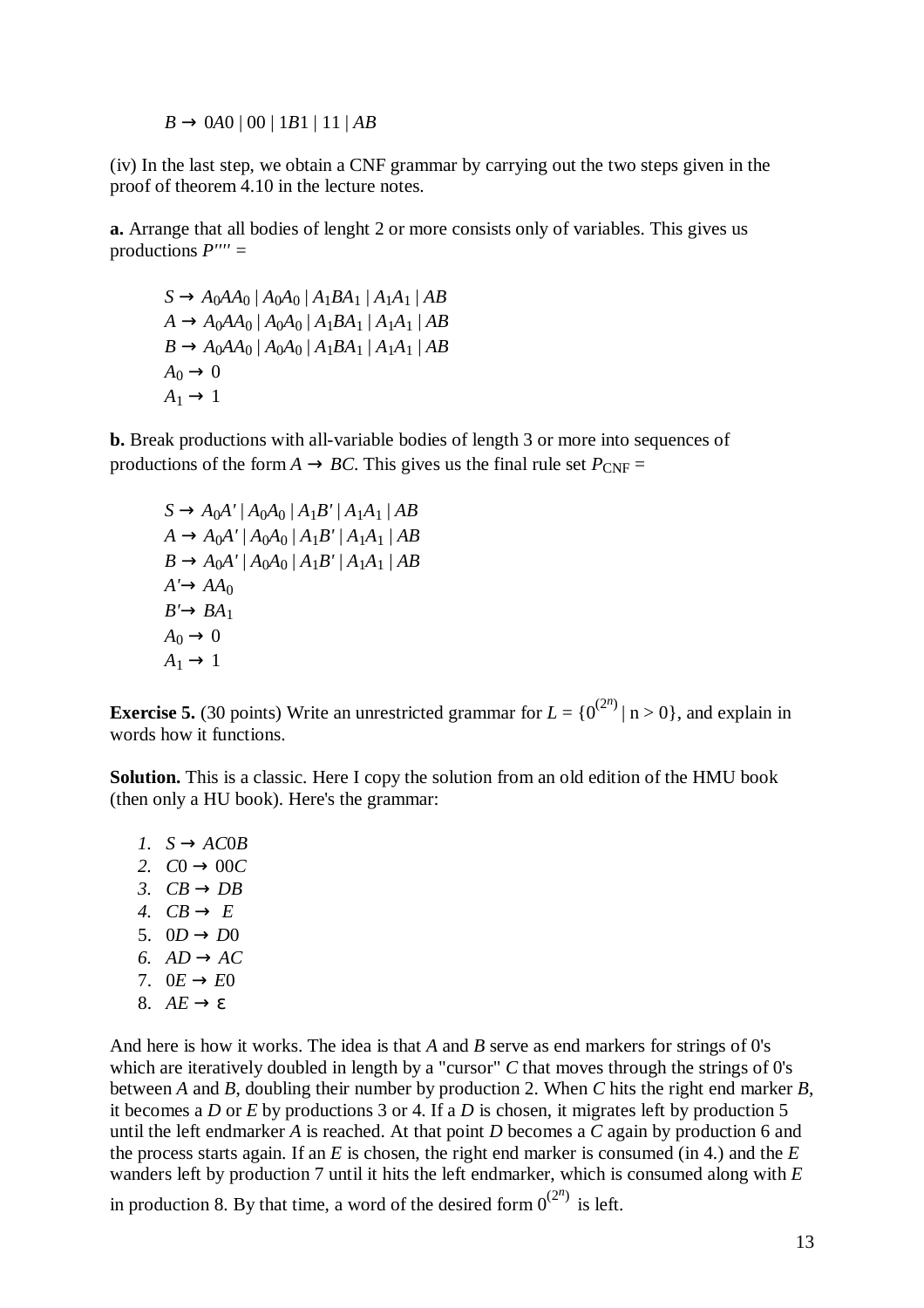$B \to 0A0 \mid 00 \mid 1B1 \mid 11 \mid AB$

(iv) In the last step, we obtain a CNF grammar by carrying out the two steps given in the proof of theorem 4.10 in the lecture notes.

**a.** Arrange that all bodies of lenght 2 or more consists only of variables. This gives us productions $P'''' =$

$$
\begin{aligned}
S &\to A_0AA_0 \mid A_0A_0 \mid A_1BA_1 \mid A_1A_1 \mid AB \\
A &\to A_0AA_0 \mid A_0A_0 \mid A_1BA_1 \mid A_1A_1 \mid AB \\
B &\to A_0AA_0 \mid A_0A_0 \mid A_1BA_1 \mid A_1A_1 \mid AB \\
A_0 &\to 0 \\
A_1 &\to 1
\end{aligned}
$$

**b.** Break productions with all-variable bodies of length 3 or more into sequences of productions of the form $A \to BC$. This gives us the final rule set $P_{\text{CNF}} =$

$$
\begin{aligned}
S &\to A_0A' \mid A_0A_0 \mid A_1B' \mid A_1A_1 \mid AB \\
A &\to A_0A' \mid A_0A_0 \mid A_1B' \mid A_1A_1 \mid AB \\
B &\to A_0A' \mid A_0A_0 \mid A_1B' \mid A_1A_1 \mid AB \\
A' &\to AA_0 \\
B' &\to BA_1 \\
A_0 &\to 0 \\
A_1 &\to 1
\end{aligned}
$$

**Exercise 5.** (30 points) Write an unrestricted grammar for $L = \{0^{(2^n)} \mid n > 0\}$, and explain in words how it functions.

**Solution.** This is a classic. Here I copy the solution from an old edition of the HMU book (then only a HU book). Here's the grammar:

1. $S \to AC0B$
2. $C0 \to 00C$
3. $CB \to DB$
4. $CB \to E$
5. $0D \to D0$
6. $AD \to AC$
7. $0E \to E0$
8. $AE \to \varepsilon$

And here is how it works. The idea is that $A$ and $B$ serve as end markers for strings of 0's which are iteratively doubled in length by a "cursor" $C$ that moves through the strings of 0's between $A$ and $B$, doubling their number by production 2. When $C$ hits the right end marker $B$, it becomes a $D$ or $E$ by productions 3 or 4. If a $D$ is chosen, it migrates left by production 5 until the left endmarker $A$ is reached. At that point $D$ becomes a $C$ again by production 6 and the process starts again. If an $E$ is chosen, the right end marker is consumed (in 4.) and the $E$ wanders left by production 7 until it hits the left endmarker, which is consumed along with $E$ in production 8. By that time, a word of the desired form $0^{(2^n)}$ is left.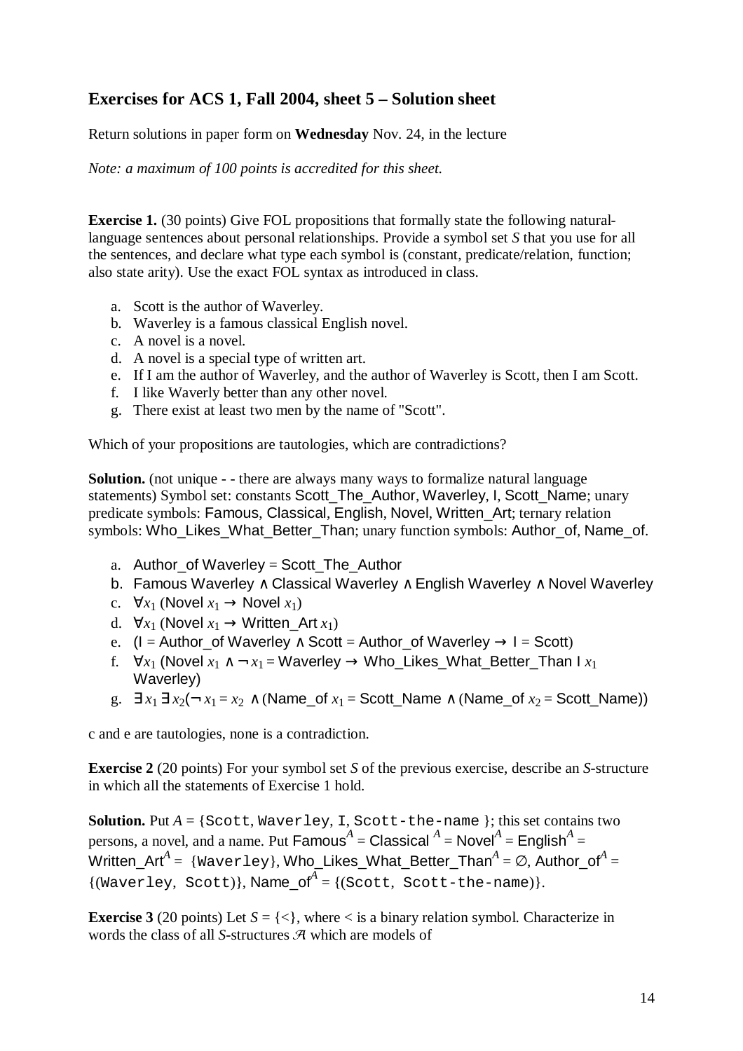### Exercises for ACS 1, Fall 2004, sheet 5 – Solution sheet

Return solutions in paper form on **Wednesday** Nov. 24, in the lecture

*Note: a maximum of 100 points is accredited for this sheet.*

**Exercise 1.** (30 points) Give FOL propositions that formally state the following natural-language sentences about personal relationships. Provide a symbol set *S* that you use for all the sentences, and declare what type each symbol is (constant, predicate/relation, function; also state arity). Use the exact FOL syntax as introduced in class.

a. Scott is the author of Waverley.
b. Waverley is a famous classical English novel.
c. A novel is a novel.
d. A novel is a special type of written art.
e. If I am the author of Waverley, and the author of Waverley is Scott, then I am Scott.
f. I like Waverly better than any other novel.
g. There exist at least two men by the name of "Scott".

Which of your propositions are tautologies, which are contradictions?

**Solution.** (not unique - - there are always many ways to formalize natural language statements) Symbol set: constants Scott_The_Author, Waverley, I, Scott_Name; unary predicate symbols: Famous, Classical, English, Novel, Written_Art; ternary relation symbols: Who_Likes_What_Better_Than; unary function symbols: Author_of, Name_of.

a. Author_of Waverley = Scott_The_Author
b. Famous Waverley ∧ Classical Waverley ∧ English Waverley ∧ Novel Waverley
c. $\forall x_1$ (Novel $x_1$ → Novel $x_1$)
d. $\forall x_1$ (Novel $x_1$ → Written_Art $x_1$)
e. (I = Author_of Waverley ∧ Scott = Author_of Waverley → I = Scott)
f. $\forall x_1$ (Novel $x_1$ ∧ ¬ $x_1$ = Waverley → Who_Likes_What_Better_Than I $x_1$ Waverley)
g. $\exists x_1 \exists x_2$(¬ $x_1 = x_2$ ∧ (Name_of $x_1$ = Scott_Name ∧ (Name_of $x_2$ = Scott_Name))

c and e are tautologies, none is a contradiction.

**Exercise 2** (20 points) For your symbol set *S* of the previous exercise, describe an *S*-structure in which all the statements of Exercise 1 hold.

**Solution.** Put $A$ = {`Scott`, `Waverley`, `I`, `Scott-the-name` }; this set contains two persons, a novel, and a name. Put Famous$^A$ = Classical $^A$ = Novel$^A$ = English$^A$ = Written_Art$^A$ = {`Waverley`}, Who_Likes_What_Better_Than$^A$ = ∅, Author_of$^A$ = {(`Waverley`, `Scott`)}, Name_of$^A$ = {(`Scott`, `Scott-the-name`)}.

**Exercise 3** (20 points) Let $S = \{<\}$, where < is a binary relation symbol. Characterize in words the class of all *S*-structures $\mathcal{A}$ which are models of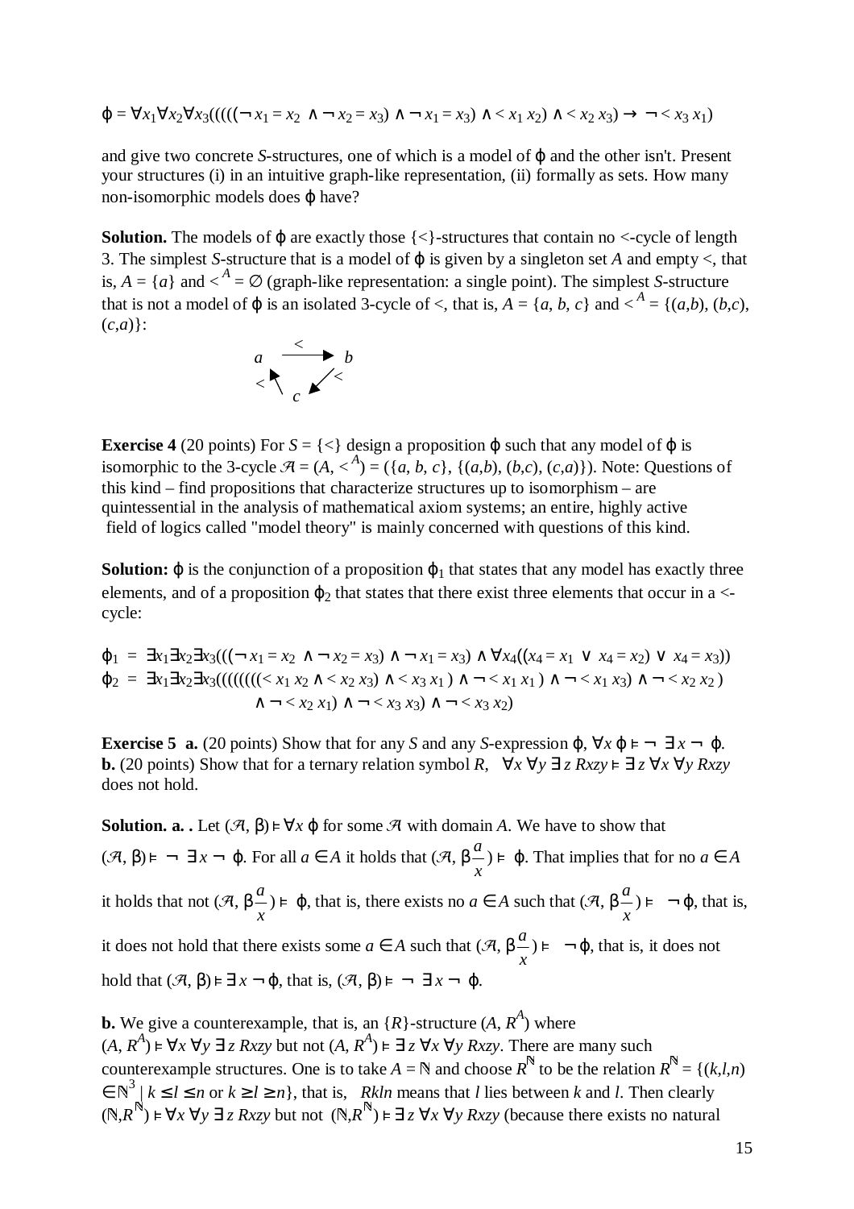$\varphi = \forall x_1 \forall x_2 \forall x_3(((((\neg x_1 = x_2 \wedge \neg x_2 = x_3) \wedge \neg x_1 = x_3) \wedge < x_1\, x_2) \wedge < x_2\, x_3) \rightarrow \neg < x_3\, x_1)$

and give two concrete *S*-structures, one of which is a model of $\varphi$ and the other isn't. Present your structures (i) in an intuitive graph-like representation, (ii) formally as sets. How many non-isomorphic models does $\varphi$ have?

**Solution.** The models of $\varphi$ are exactly those $\{<\}$-structures that contain no <-cycle of length 3. The simplest *S*-structure that is a model of $\varphi$ is given by a singleton set *A* and empty <, that is, $A = \{a\}$ and $<^A = \emptyset$ (graph-like representation: a single point). The simplest *S*-structure that is not a model of $\varphi$ is an isolated 3-cycle of <, that is, $A = \{a, b, c\}$ and $<^A = \{(a,b), (b,c), (c,a)\}$:

$a \xrightarrow{<} b$, $b \xrightarrow{<} c$, $c \xrightarrow{<} a$

**Exercise 4** (20 points) For $S = \{<\}$ design a proposition $\varphi$ such that any model of $\varphi$ is isomorphic to the 3-cycle $\mathcal{A} = (A, <^A) = (\{a, b, c\}, \{(a,b), (b,c), (c,a)\})$. Note: Questions of this kind – find propositions that characterize structures up to isomorphism – are quintessential in the analysis of mathematical axiom systems; an entire, highly active field of logics called "model theory" is mainly concerned with questions of this kind.

**Solution:** $\varphi$ is the conjunction of a proposition $\varphi_1$ that states that any model has exactly three elements, and of a proposition $\varphi_2$ that states that there exist three elements that occur in a <-cycle:

$$\varphi_1 = \exists x_1 \exists x_2 \exists x_3(((\neg x_1 = x_2 \wedge \neg x_2 = x_3) \wedge \neg x_1 = x_3) \wedge \forall x_4((x_4 = x_1 \vee x_4 = x_2) \vee x_4 = x_3))$$

$$\varphi_2 = \exists x_1 \exists x_2 \exists x_3((((((((< x_1\, x_2 \wedge < x_2\, x_3) \wedge < x_3\, x_1) \wedge \neg < x_1\, x_1) \wedge \neg < x_1\, x_3) \wedge \neg < x_2\, x_2) \wedge \neg < x_2\, x_1) \wedge \neg < x_3\, x_3) \wedge \neg < x_3\, x_2)$$

**Exercise 5 a.** (20 points) Show that for any *S* and any *S*-expression $\varphi$, $\forall x\, \varphi \vDash \neg \exists x \neg \varphi$.
**b.** (20 points) Show that for a ternary relation symbol *R*, $\forall x \forall y \exists z\, Rxzy \vDash \exists z \forall x \forall y\, Rxzy$ does not hold.

**Solution. a.** . Let $(\mathcal{A}, \beta) \vDash \forall x\, \varphi$ for some $\mathcal{A}$ with domain *A*. We have to show that $(\mathcal{A}, \beta) \vDash \neg \exists x \neg \varphi$. For all $a \in A$ it holds that $(\mathcal{A}, \beta\frac{a}{x}) \vDash \varphi$. That implies that for no $a \in A$ it holds that not $(\mathcal{A}, \beta\frac{a}{x}) \vDash \varphi$, that is, there exists no $a \in A$ such that $(\mathcal{A}, \beta\frac{a}{x}) \vDash \neg\varphi$, that is, it does not hold that there exists some $a \in A$ such that $(\mathcal{A}, \beta\frac{a}{x}) \vDash \neg\varphi$, that is, it does not hold that $(\mathcal{A}, \beta) \vDash \exists x \neg\varphi$, that is, $(\mathcal{A}, \beta) \vDash \neg \exists x \neg \varphi$.

**b.** We give a counterexample, that is, an $\{R\}$-structure $(A, R^A)$ where $(A, R^A) \vDash \forall x \forall y \exists z\, Rxzy$ but not $(A, R^A) \vDash \exists z \forall x \forall y\, Rxzy$. There are many such counterexample structures. One is to take $A = \mathbb{N}$ and choose $R^{\mathbb{N}}$ to be the relation $R^{\mathbb{N}} = \{(k,l,n) \in \mathbb{N}^3 \mid k \leq l \leq n \text{ or } k \geq l \geq n\}$, that is, *Rkln* means that *l* lies between *k* and *l*. Then clearly $(\mathbb{N}, R^{\mathbb{N}}) \vDash \forall x \forall y \exists z\, Rxzy$ but not $(\mathbb{N}, R^{\mathbb{N}}) \vDash \exists z \forall x \forall y\, Rxzy$ (because there exists no natural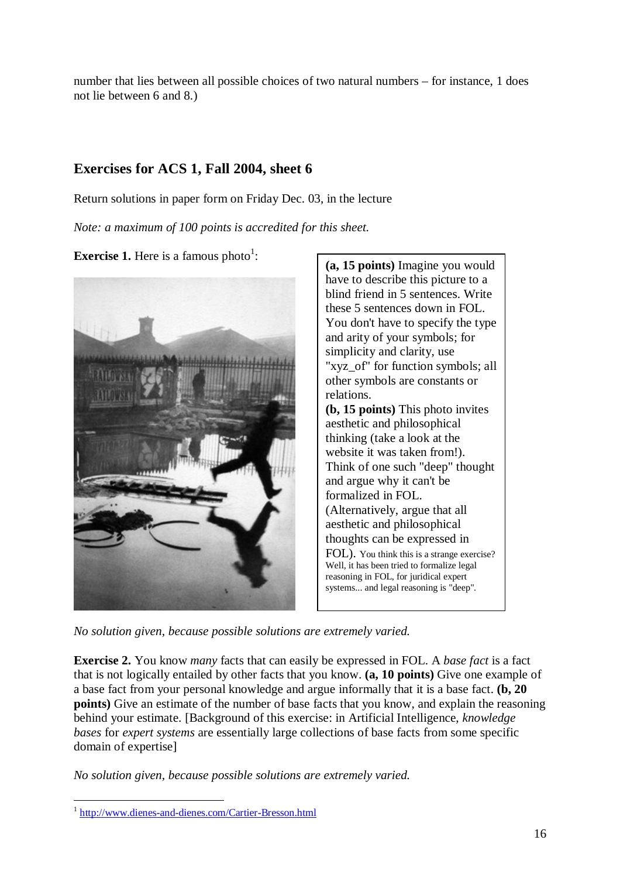number that lies between all possible choices of two natural numbers – for instance, 1 does not lie between 6 and 8.)

## Exercises for ACS 1, Fall 2004, sheet 6

Return solutions in paper form on Friday Dec. 03, in the lecture

*Note: a maximum of 100 points is accredited for this sheet.*

**Exercise 1.** Here is a famous photo[1]:

**(a, 15 points)** Imagine you would have to describe this picture to a blind friend in 5 sentences. Write these 5 sentences down in FOL. You don't have to specify the type and arity of your symbols; for simplicity and clarity, use "xyz_of" for function symbols; all other symbols are constants or relations.

**(b, 15 points)** This photo invites aesthetic and philosophical thinking (take a look at the website it was taken from!). Think of one such "deep" thought and argue why it can't be formalized in FOL. (Alternatively, argue that all aesthetic and philosophical thoughts can be expressed in FOL). You think this is a strange exercise? Well, it has been tried to formalize legal reasoning in FOL, for juridical expert systems... and legal reasoning is "deep".

*No solution given, because possible solutions are extremely varied.*

**Exercise 2.** You know *many* facts that can easily be expressed in FOL. A *base fact* is a fact that is not logically entailed by other facts that you know. **(a, 10 points)** Give one example of a base fact from your personal knowledge and argue informally that it is a base fact. **(b, 20 points)** Give an estimate of the number of base facts that you know, and explain the reasoning behind your estimate. [Background of this exercise: in Artificial Intelligence, *knowledge bases* for *expert systems* are essentially large collections of base facts from some specific domain of expertise]

*No solution given, because possible solutions are extremely varied.*

[1] http://www.dienes-and-dienes.com/Cartier-Bresson.html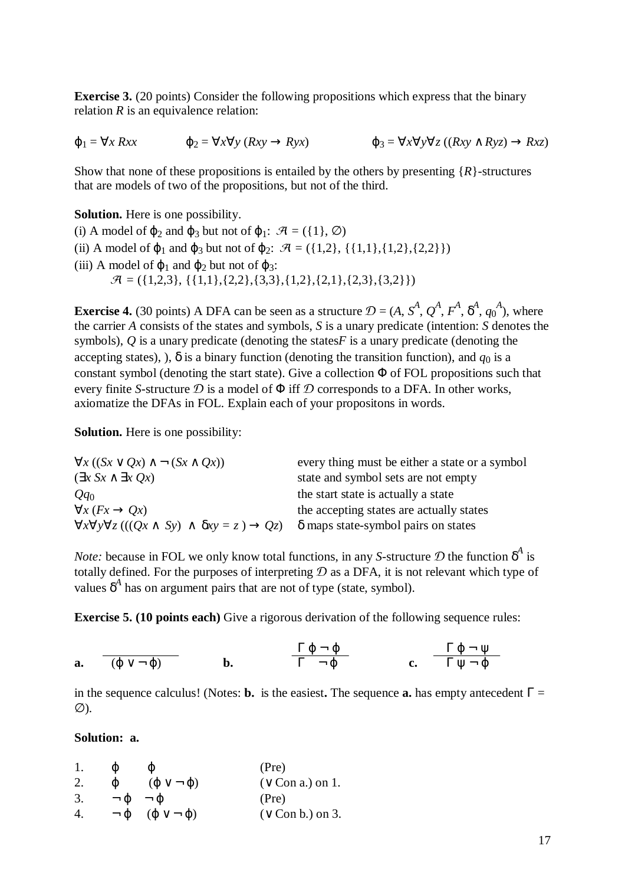**Exercise 3.** (20 points) Consider the following propositions which express that the binary relation $R$ is an equivalence relation:

$\varphi_1 = \forall x\, Rxx$ $\qquad\qquad$ $\varphi_2 = \forall x \forall y\, (Rxy \rightarrow Ryx)$ $\qquad\qquad$ $\varphi_3 = \forall x \forall y \forall z\, ((Rxy \wedge Ryz) \rightarrow Rxz)$

Show that none of these propositions is entailed by the others by presenting $\{R\}$-structures that are models of two of the propositions, but not of the third.

**Solution.** Here is one possibility.

(i) A model of $\varphi_2$ and $\varphi_3$ but not of $\varphi_1$: $\mathcal{A} = (\{1\}, \emptyset)$

(ii) A model of $\varphi_1$ and $\varphi_3$ but not of $\varphi_2$: $\mathcal{A} = (\{1,2\}, \{\{1,1\},\{1,2\},\{2,2\}\})$

(iii) A model of $\varphi_1$ and $\varphi_2$ but not of $\varphi_3$:

$\qquad \mathcal{A} = (\{1,2,3\}, \{\{1,1\},\{2,2\},\{3,3\},\{1,2\},\{2,1\},\{2,3\},\{3,2\}\})$

**Exercise 4.** (30 points) A DFA can be seen as a structure $\mathcal{D} = (A, S^A, Q^A, F^A, \delta^A, q_0{}^A)$, where the carrier $A$ consists of the states and symbols, $S$ is a unary predicate (intention: $S$ denotes the symbols), $Q$ is a unary predicate (denoting the states$F$ is a unary predicate (denoting the accepting states), ), $\delta$ is a binary function (denoting the transition function), and $q_0$ is a constant symbol (denoting the start state). Give a collection $\Phi$ of FOL propositions such that every finite $S$-structure $\mathcal{D}$ is a model of $\Phi$ iff $\mathcal{D}$ corresponds to a DFA. In other works, axiomatize the DFAs in FOL. Explain each of your propositons in words.

**Solution.** Here is one possibility:

| | |
|---|---|
| $\forall x\, ((Sx \vee Qx) \wedge \neg (Sx \wedge Qx))$ | every thing must be either a state or a symbol |
| $(\exists x\, Sx \wedge \exists x\, Qx)$ | state and symbol sets are not empty |
| $Qq_0$ | the start state is actually a state |
| $\forall x\, (Fx \rightarrow Qx)$ | the accepting states are actually states |
| $\forall x \forall y \forall z\, (((Qx \wedge Sy) \wedge \delta xy = z) \rightarrow Qz)$ | $\delta$ maps state-symbol pairs on states |

*Note:* because in FOL we only know total functions, in any $S$-structure $\mathcal{D}$ the function $\delta^A$ is totally defined. For the purposes of interpreting $\mathcal{D}$ as a DFA, it is not relevant which type of values $\delta^A$ has on argument pairs that are not of type (state, symbol).

**Exercise 5. (10 points each)** Give a rigorous derivation of the following sequence rules:

**a.** $\dfrac{}{(\varphi \vee \neg \varphi)}$ $\qquad$ **b.** $\dfrac{\Gamma\ \varphi\ \neg\varphi}{\Gamma\ \ \neg\varphi}$ $\qquad$ **c.** $\dfrac{\Gamma\ \varphi\ \neg\psi}{\Gamma\ \psi\ \neg\varphi}$

in the sequence calculus! (Notes: **b.** is the easiest**.** The sequence **a.** has empty antecedent $\Gamma = \emptyset$).

**Solution: a.**

| | | |
|---|---|---|
| 1. | $\varphi \quad \varphi$ | (Pre) |
| 2. | $\varphi \quad (\varphi \vee \neg \varphi)$ | ($\vee$ Con a.) on 1. |
| 3. | $\neg\varphi \quad \neg\varphi$ | (Pre) |
| 4. | $\neg\varphi \quad (\varphi \vee \neg \varphi)$ | ($\vee$ Con b.) on 3. |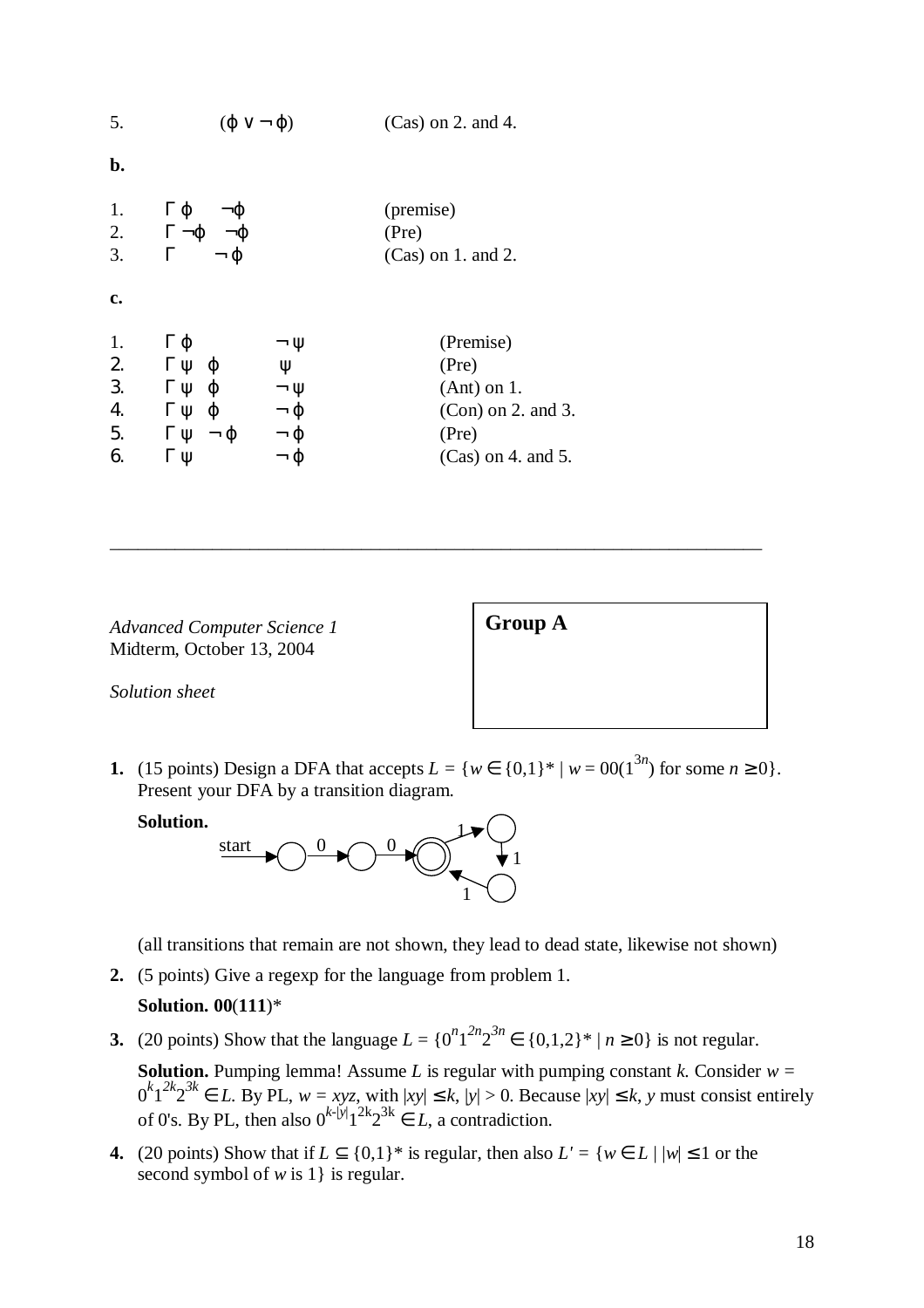5. $(\varphi \vee \neg\varphi)$ (Cas) on 2. and 4.

**b.**

1. $\Gamma\ \varphi\ \ \neg\varphi$ (premise)
2. $\Gamma\ \neg\varphi\ \ \neg\varphi$ (Pre)
3. $\Gamma\ \ \neg\varphi$ (Cas) on 1. and 2.

**c.**

1. $\Gamma\ \varphi\ \ \neg\psi$ (Premise)
2. $\Gamma\ \psi\ \varphi\ \ \psi$ (Pre)
3. $\Gamma\ \psi\ \varphi\ \ \neg\psi$ (Ant) on 1.
4. $\Gamma\ \psi\ \varphi\ \ \neg\varphi$ (Con) on 2. and 3.
5. $\Gamma\ \psi\ \neg\varphi\ \ \neg\varphi$ (Pre)
6. $\Gamma\ \psi\ \ \neg\varphi$ (Cas) on 4. and 5.

---

*Advanced Computer Science 1*
Midterm, October 13, 2004

*Solution sheet*

**Group A**

**1.** (15 points) Design a DFA that accepts $L = \{w \in \{0,1\}^* \mid w = 00(1^{3n})$ for some $n \geq 0\}$. Present your DFA by a transition diagram.

**Solution.**

(Transition diagram: start → state 1 —0→ state 2 —0→ accepting state 3; state 3 —1→ state 4 —1→ state 5 —1→ state 3.)

(all transitions that remain are not shown, they lead to dead state, likewise not shown)

**2.** (5 points) Give a regexp for the language from problem 1.

**Solution. 00(111)***

**3.** (20 points) Show that the language $L = \{0^n1^{2n}2^{3n} \in \{0,1,2\}^* \mid n \geq 0\}$ is not regular.

**Solution.** Pumping lemma! Assume $L$ is regular with pumping constant $k$. Consider $w = 0^k1^{2k}2^{3k} \in L$. By PL, $w = xyz$, with $|xy| \leq k$, $|y| > 0$. Because $|xy| \leq k$, $y$ must consist entirely of 0's. By PL, then also $0^{k-|y|}1^{2k}2^{3k} \in L$, a contradiction.

**4.** (20 points) Show that if $L \subseteq \{0,1\}^*$ is regular, then also $L' = \{w \in L \mid |w| \leq 1$ or the second symbol of $w$ is 1$\}$ is regular.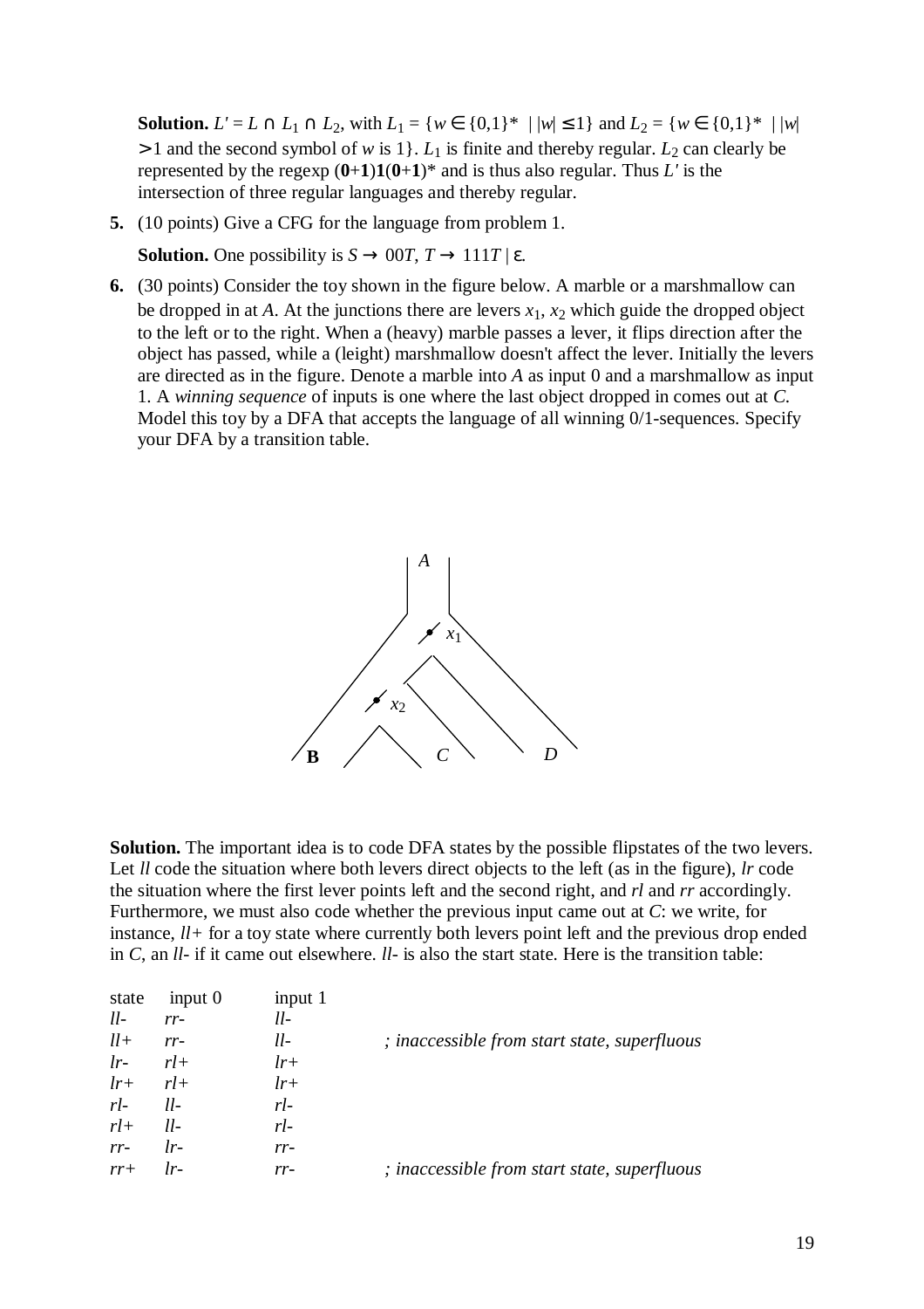**Solution.** $L' = L \cap L_1 \cap L_2$, with $L_1 = \{w \in \{0,1\}^* \mid |w| \leq 1\}$ and $L_2 = \{w \in \{0,1\}^* \mid |w| > 1$ and the second symbol of $w$ is 1$\}$. $L_1$ is finite and thereby regular. $L_2$ can clearly be represented by the regexp $(\mathbf{0}+\mathbf{1})\mathbf{1}(\mathbf{0}+\mathbf{1})^*$ and is thus also regular. Thus $L'$ is the intersection of three regular languages and thereby regular.

**5.** (10 points) Give a CFG for the language from problem 1.

**Solution.** One possibility is $S \to 00T$, $T \to 111T \mid \varepsilon$.

**6.** (30 points) Consider the toy shown in the figure below. A marble or a marshmallow can be dropped in at *A*. At the junctions there are levers $x_1$, $x_2$ which guide the dropped object to the left or to the right. When a (heavy) marble passes a lever, it flips direction after the object has passed, while a (leight) marshmallow doesn't affect the lever. Initially the levers are directed as in the figure. Denote a marble into *A* as input 0 and a marshmallow as input 1. A *winning sequence* of inputs is one where the last object dropped in comes out at *C*. Model this toy by a DFA that accepts the language of all winning 0/1-sequences. Specify your DFA by a transition table.

A

$x_1$

$x_2$

**B** *C* *D*

**Solution.** The important idea is to code DFA states by the possible flipstates of the two levers. Let *ll* code the situation where both levers direct objects to the left (as in the figure), *lr* code the situation where the first lever points left and the second right, and *rl* and *rr* accordingly. Furthermore, we must also code whether the previous input came out at *C*: we write, for instance, *ll+* for a toy state where currently both levers point left and the previous drop ended in *C*, an *ll-* if it came out elsewhere. *ll-* is also the start state. Here is the transition table:

| state | input 0 | input 1 | |
|---|---|---|---|
| *ll-* | *rr-* | *ll-* | |
| *ll+* | *rr-* | *ll-* | *; inaccessible from start state, superfluous* |
| *lr-* | *rl+* | *lr+* | |
| *lr+* | *rl+* | *lr+* | |
| *rl-* | *ll-* | *rl-* | |
| *rl+* | *ll-* | *rl-* | |
| *rr-* | *lr-* | *rr-* | |
| *rr+* | *lr-* | *rr-* | *; inaccessible from start state, superfluous* |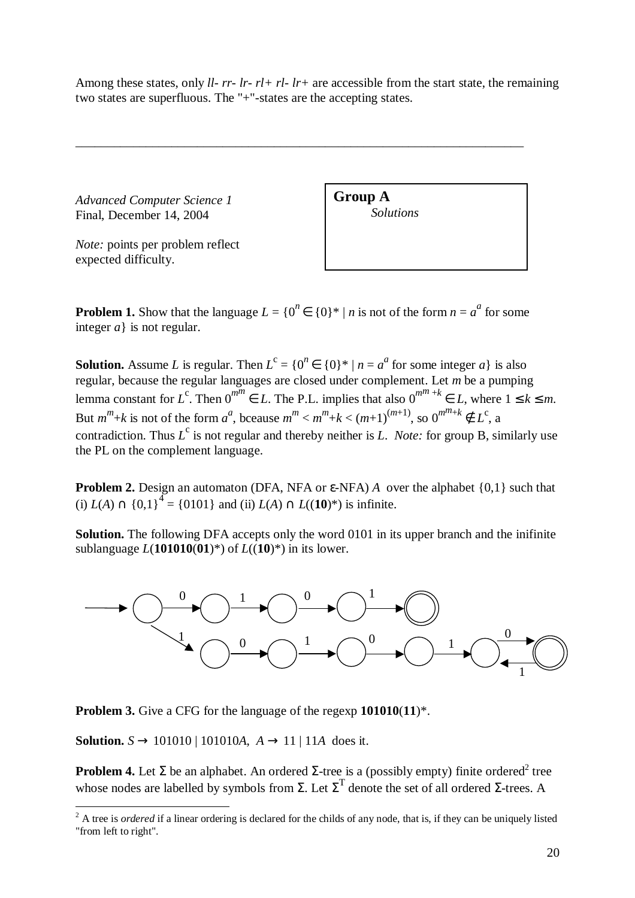Among these states, only *ll- rr- lr- rl+ rl- lr+* are accessible from the start state, the remaining two states are superfluous. The "+"-states are the accepting states.

---

*Advanced Computer Science 1*
Final, December 14, 2004

*Note:* points per problem reflect expected difficulty.

**Group A**
*Solutions*

**Problem 1.** Show that the language $L = \{0^n \in \{0\}^* \mid n \text{ is not of the form } n = a^a \text{ for some integer } a\}$ is not regular.

**Solution.** Assume $L$ is regular. Then $L^c = \{0^n \in \{0\}^* \mid n = a^a \text{ for some integer } a\}$ is also regular, because the regular languages are closed under complement. Let $m$ be a pumping lemma constant for $L^c$. Then $0^{m^m} \in L$. The P.L. implies that also $0^{m^m+k} \in L$, where $1 \le k \le m$. But $m^m+k$ is not of the form $a^a$, bceause $m^m < m^m+k < (m+1)^{(m+1)}$, so $0^{m^m+k} \notin L^c$, a contradiction. Thus $L^c$ is not regular and thereby neither is $L$. *Note:* for group B, similarly use the PL on the complement language.

**Problem 2.** Design an automaton (DFA, NFA or ε-NFA) $A$ over the alphabet $\{0,1\}$ such that (i) $L(A) \cap \{0,1\}^4 = \{0101\}$ and (ii) $L(A) \cap L((\mathbf{10})^*)$ is infinite.

**Solution.** The following DFA accepts only the word 0101 in its upper branch and the inifinite sublanguage $L(\mathbf{101010}(\mathbf{01})^*)$ of $L((\mathbf{10})^*)$ in its lower.

**Problem 3.** Give a CFG for the language of the regexp $\mathbf{101010}(\mathbf{11})^*$.

**Solution.** $S \to 101010 \mid 101010A,\ A \to 11 \mid 11A$ does it.

**Problem 4.** Let Σ be an alphabet. An ordered Σ-tree is a (possibly empty) finite ordered[2] tree whose nodes are labelled by symbols from Σ. Let $\Sigma^T$ denote the set of all ordered Σ-trees. A

[2] A tree is *ordered* if a linear ordering is declared for the childs of any node, that is, if they can be uniquely listed "from left to right".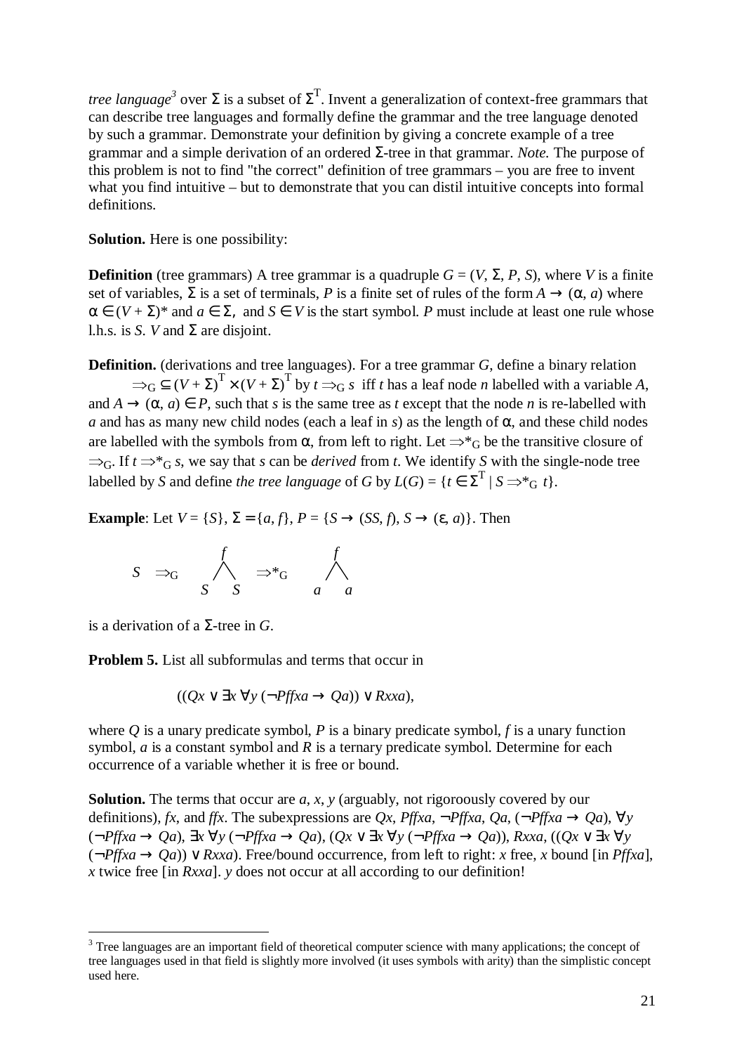*tree language*[3] over $\Sigma$ is a subset of $\Sigma^T$. Invent a generalization of context-free grammars that can describe tree languages and formally define the grammar and the tree language denoted by such a grammar. Demonstrate your definition by giving a concrete example of a tree grammar and a simple derivation of an ordered $\Sigma$-tree in that grammar. *Note.* The purpose of this problem is not to find "the correct" definition of tree grammars – you are free to invent what you find intuitive – but to demonstrate that you can distil intuitive concepts into formal definitions.

**Solution.** Here is one possibility:

**Definition** (tree grammars) A tree grammar is a quadruple $G = (V, \Sigma, P, S)$, where $V$ is a finite set of variables, $\Sigma$ is a set of terminals, $P$ is a finite set of rules of the form $A \to (\alpha, a)$ where $\alpha \in (V + \Sigma)^*$ and $a \in \Sigma$, and $S \in V$ is the start symbol. $P$ must include at least one rule whose l.h.s. is $S$. $V$ and $\Sigma$ are disjoint.

**Definition.** (derivations and tree languages). For a tree grammar $G$, define a binary relation $\Rightarrow_G \subseteq (V + \Sigma)^T \times (V + \Sigma)^T$ by $t \Rightarrow_G s$ iff $t$ has a leaf node $n$ labelled with a variable $A$, and $A \to (\alpha, a) \in P$, such that $s$ is the same tree as $t$ except that the node $n$ is re-labelled with $a$ and has as many new child nodes (each a leaf in $s$) as the length of $\alpha$, and these child nodes are labelled with the symbols from $\alpha$, from left to right. Let $\Rightarrow^*_G$ be the transitive closure of $\Rightarrow_G$. If $t \Rightarrow^*_G s$, we say that $s$ can be *derived* from $t$. We identify $S$ with the single-node tree labelled by $S$ and define *the tree language* of $G$ by $L(G) = \{t \in \Sigma^T \mid S \Rightarrow^*_G t\}$.

**Example**: Let $V = \{S\}$, $\Sigma = \{a, f\}$, $P = \{S \to (SS, f), S \to (\varepsilon, a)\}$. Then

```
            f             f
S  =>G     / \   =>*G    / \
          S   S         a   a
```

is a derivation of a $\Sigma$-tree in $G$.

**Problem 5.** List all subformulas and terms that occur in

$$((Qx \vee \exists x\, \forall y\, (\neg Pffxa \to Qa)) \vee Rxxa),$$

where $Q$ is a unary predicate symbol, $P$ is a binary predicate symbol, $f$ is a unary function symbol, $a$ is a constant symbol and $R$ is a ternary predicate symbol. Determine for each occurrence of a variable whether it is free or bound.

**Solution.** The terms that occur are $a$, $x$, $y$ (arguably, not rigoroously covered by our definitions), $fx$, and $ffx$. The subexpressions are $Qx$, $Pffxa$, $\neg Pffxa$, $Qa$, $(\neg Pffxa \to Qa)$, $\forall y\, (\neg Pffxa \to Qa)$, $\exists x\, \forall y\, (\neg Pffxa \to Qa)$, $(Qx \vee \exists x\, \forall y\, (\neg Pffxa \to Qa))$, $Rxxa$, $((Qx \vee \exists x\, \forall y\, (\neg Pffxa \to Qa)) \vee Rxxa)$. Free/bound occurrence, from left to right: $x$ free, $x$ bound [in $Pffxa$], $x$ twice free [in $Rxxa$]. $y$ does not occur at all according to our definition!

---

[3] Tree languages are an important field of theoretical computer science with many applications; the concept of tree languages used in that field is slightly more involved (it uses symbols with arity) than the simplistic concept used here.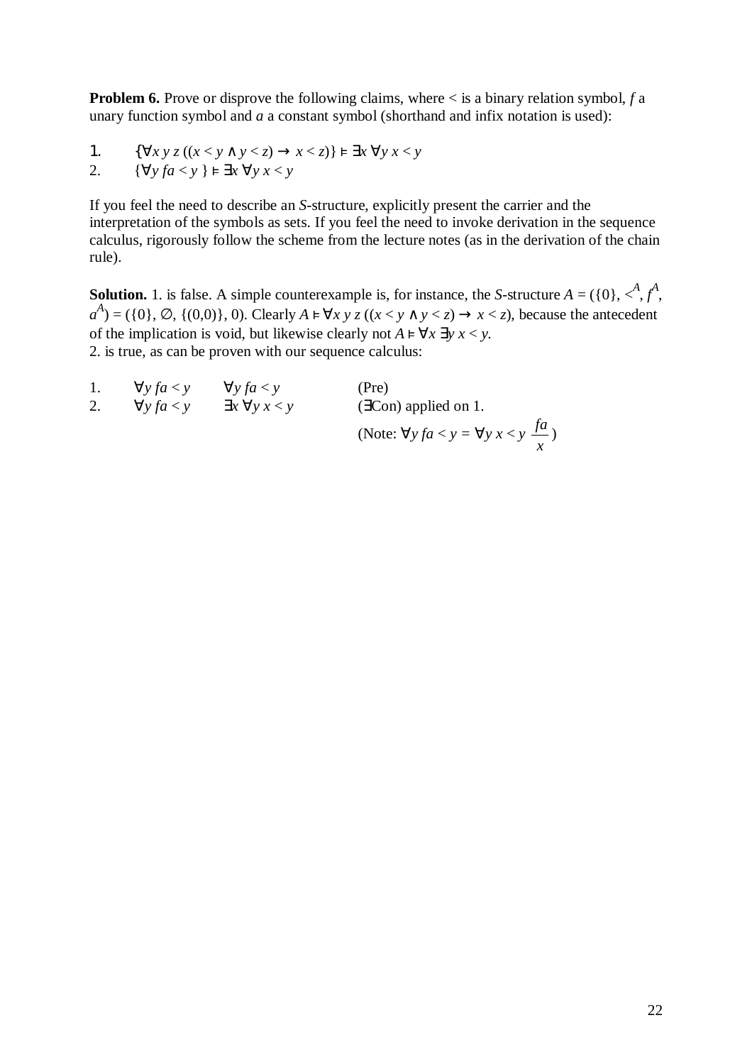**Problem 6.** Prove or disprove the following claims, where $<$ is a binary relation symbol, $f$ a unary function symbol and $a$ a constant symbol (shorthand and infix notation is used):

1. $\{\forall x\, y\, z\, ((x < y \wedge y < z) \rightarrow x < z)\} \vDash \exists x\, \forall y\; x < y$
2. $\{\forall y\; fa < y\} \vDash \exists x\, \forall y\; x < y$

If you feel the need to describe an *S*-structure, explicitly present the carrier and the interpretation of the symbols as sets. If you feel the need to invoke derivation in the sequence calculus, rigorously follow the scheme from the lecture notes (as in the derivation of the chain rule).

**Solution.** 1. is false. A simple counterexample is, for instance, the *S*-structure $A = (\{0\}, <^A, f^A, a^A) = (\{0\}, \emptyset, \{(0,0)\}, 0)$. Clearly $A \vDash \forall x\, y\, z\, ((x < y \wedge y < z) \rightarrow x < z)$, because the antecedent of the implication is void, but likewise clearly not $A \vDash \forall x\, \exists y\; x < y$.
2. is true, as can be proven with our sequence calculus:

| | | | |
|---|---|---|---|
| 1. | $\forall y\; fa < y$ | $\forall y\; fa < y$ | (Pre) |
| 2. | $\forall y\; fa < y$ | $\exists x\, \forall y\; x < y$ | ($\exists$Con) applied on 1. |
| | | | (Note: $\forall y\; fa < y = \forall y\; x < y\; \frac{fa}{x}$) |